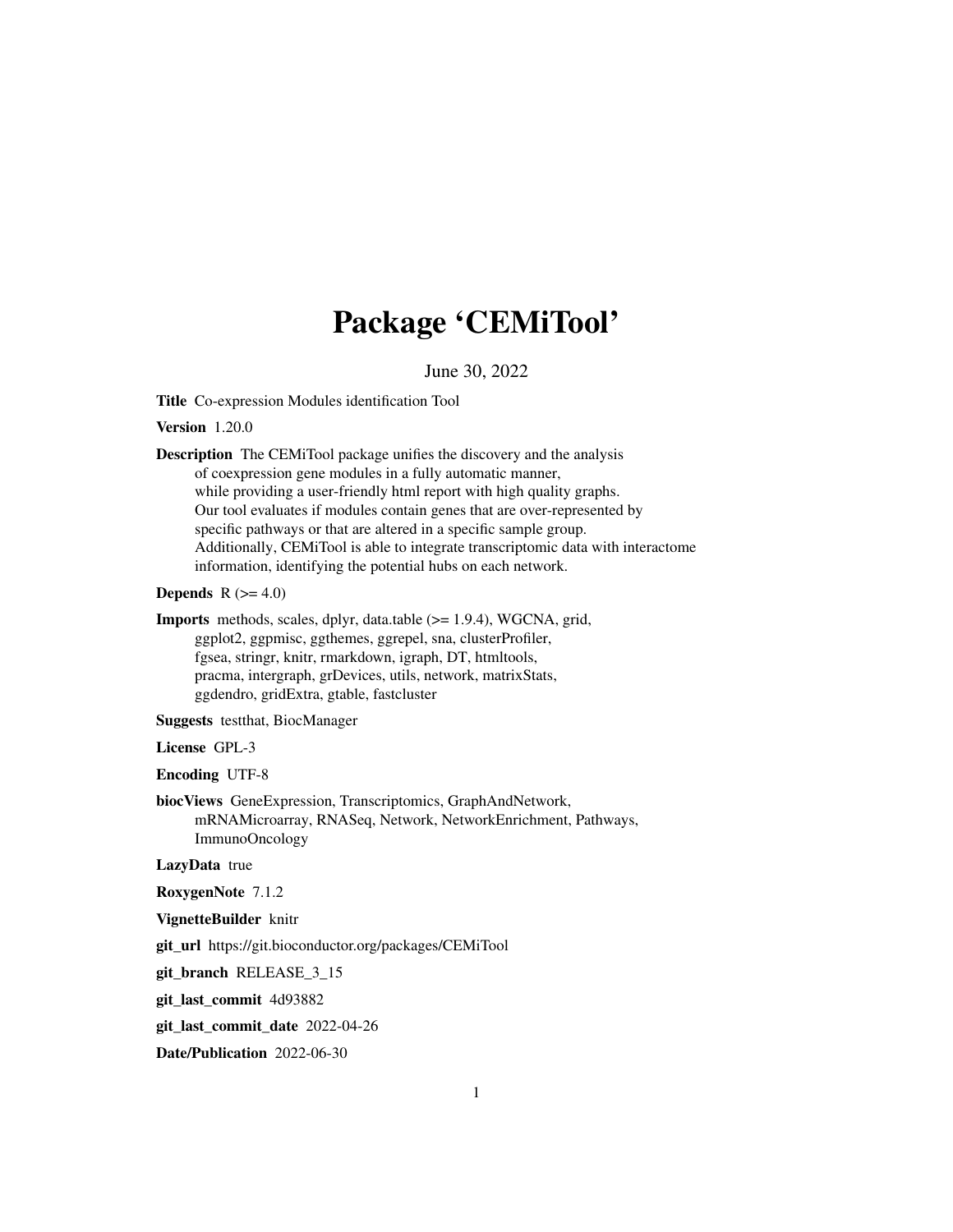# Package 'CEMiTool'

June 30, 2022

**Title** Co-expression Modules identification Tool

**Version** 1.20.0

**Description** The CEMiTool package unifies the discovery and the analysis of coexpression gene modules in a fully automatic manner, while providing a user-friendly html report with high quality graphs. Our tool evaluates if modules contain genes that are over-represented by specific pathways or that are altered in a specific sample group. Additionally, CEMiTool is able to integrate transcriptomic data with interactome information, identifying the potential hubs on each network.

**Depends** R (>= 4.0)

**Imports** methods, scales, dplyr, data.table (>= 1.9.4), WGCNA, grid, ggplot2, ggpmisc, ggthemes, ggrepel, sna, clusterProfiler, fgsea, stringr, knitr, rmarkdown, igraph, DT, htmltools, pracma, intergraph, grDevices, utils, network, matrixStats, ggdendro, gridExtra, gtable, fastcluster

**Suggests** testthat, BiocManager

**License** GPL-3

**Encoding** UTF-8

**biocViews** GeneExpression, Transcriptomics, GraphAndNetwork, mRNAMicroarray, RNASeq, Network, NetworkEnrichment, Pathways, ImmunoOncology

**LazyData** true

**RoxygenNote** 7.1.2

**VignetteBuilder** knitr

**git_url** https://git.bioconductor.org/packages/CEMiTool

**git_branch** RELEASE_3_15

**git_last_commit** 4d93882

**git_last_commit_date** 2022-04-26

**Date/Publication** 2022-06-30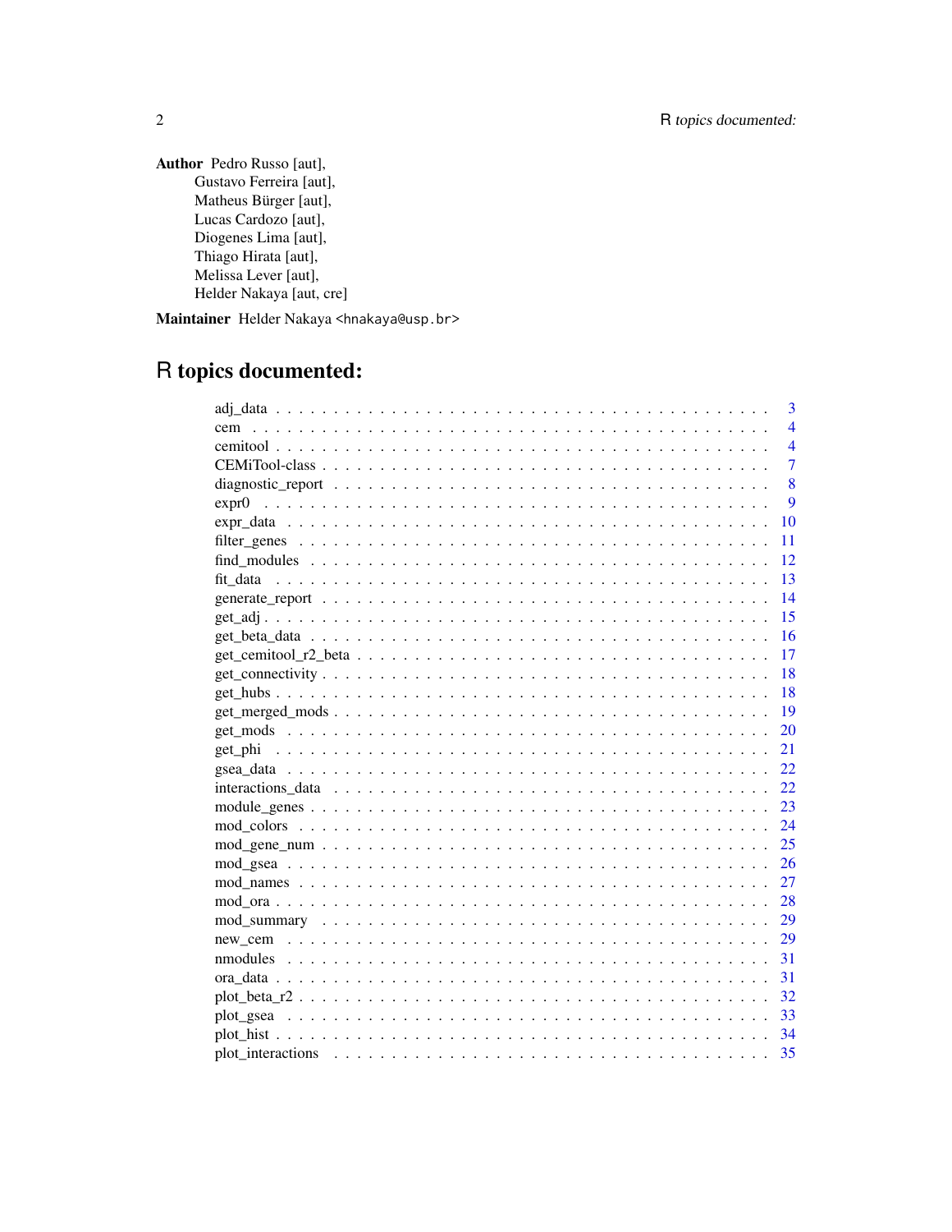**Author** Pedro Russo [aut],
Gustavo Ferreira [aut],
Matheus Bürger [aut],
Lucas Cardozo [aut],
Diogenes Lima [aut],
Thiago Hirata [aut],
Melissa Lever [aut],
Helder Nakaya [aut, cre]

**Maintainer** Helder Nakaya <hnakaya@usp.br>

# R topics documented:

- adj_data . . . 3
- cem . . . 4
- cemitool . . . 4
- CEMiTool-class . . . 7
- diagnostic_report . . . 8
- expr0 . . . 9
- expr_data . . . 10
- filter_genes . . . 11
- find_modules . . . 12
- fit_data . . . 13
- generate_report . . . 14
- get_adj . . . 15
- get_beta_data . . . 16
- get_cemitool_r2_beta . . . 17
- get_connectivity . . . 18
- get_hubs . . . 18
- get_merged_mods . . . 19
- get_mods . . . 20
- get_phi . . . 21
- gsea_data . . . 22
- interactions_data . . . 22
- module_genes . . . 23
- mod_colors . . . 24
- mod_gene_num . . . 25
- mod_gsea . . . 26
- mod_names . . . 27
- mod_ora . . . 28
- mod_summary . . . 29
- new_cem . . . 29
- nmodules . . . 31
- ora_data . . . 31
- plot_beta_r2 . . . 32
- plot_gsea . . . 33
- plot_hist . . . 34
- plot_interactions . . . 35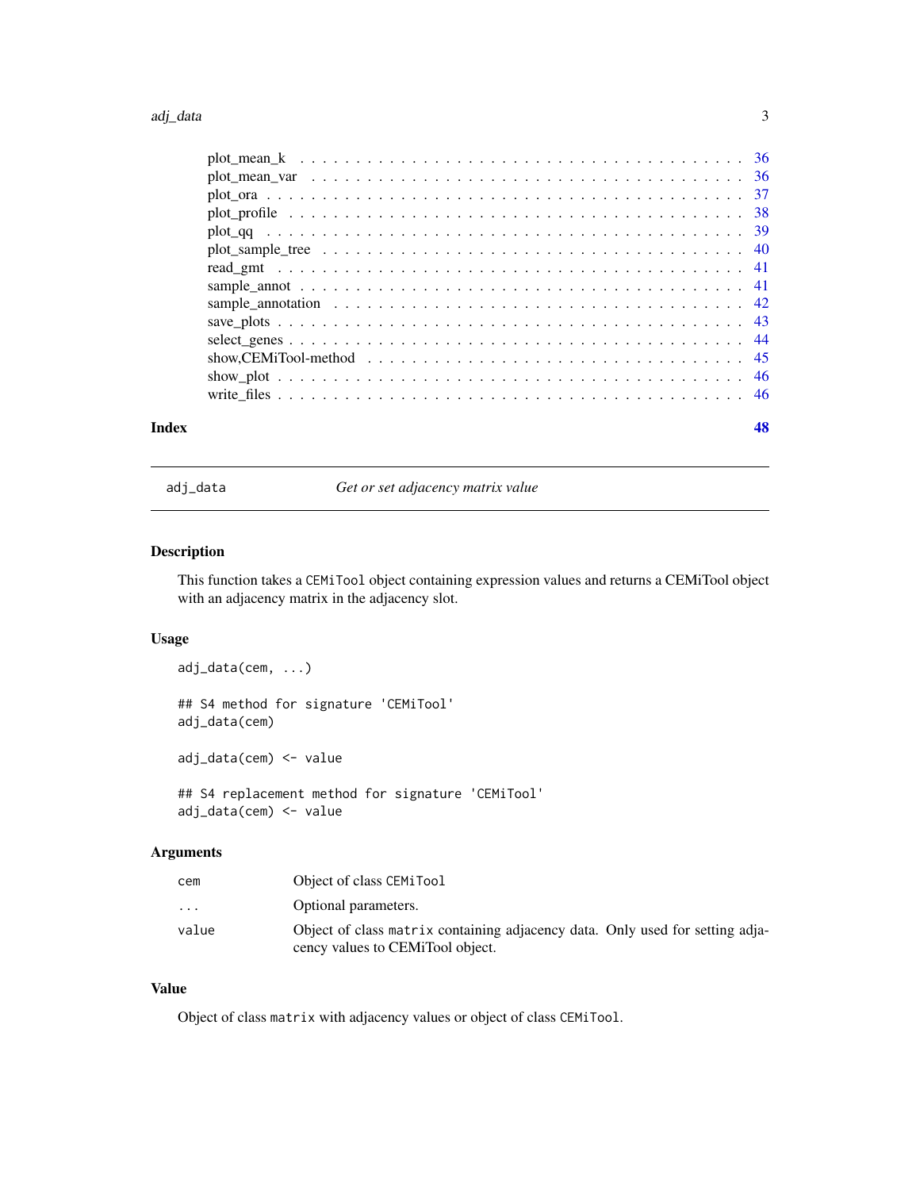plot_mean_k . . . . . . . . . . . . . . . . . . . . . . . . . . . . . . . . . . . . . . . 36
plot_mean_var . . . . . . . . . . . . . . . . . . . . . . . . . . . . . . . . . . . . . . 36
plot_ora . . . . . . . . . . . . . . . . . . . . . . . . . . . . . . . . . . . . . . . . . 37
plot_profile . . . . . . . . . . . . . . . . . . . . . . . . . . . . . . . . . . . . . . . 38
plot_qq . . . . . . . . . . . . . . . . . . . . . . . . . . . . . . . . . . . . . . . . . 39
plot_sample_tree . . . . . . . . . . . . . . . . . . . . . . . . . . . . . . . . . . . . 40
read_gmt . . . . . . . . . . . . . . . . . . . . . . . . . . . . . . . . . . . . . . . . . 41
sample_annot . . . . . . . . . . . . . . . . . . . . . . . . . . . . . . . . . . . . . . 41
sample_annotation . . . . . . . . . . . . . . . . . . . . . . . . . . . . . . . . . . . 42
save_plots . . . . . . . . . . . . . . . . . . . . . . . . . . . . . . . . . . . . . . . . 43
select_genes . . . . . . . . . . . . . . . . . . . . . . . . . . . . . . . . . . . . . . . 44
show,CEMiTool-method . . . . . . . . . . . . . . . . . . . . . . . . . . . . . . . . . 45
show_plot . . . . . . . . . . . . . . . . . . . . . . . . . . . . . . . . . . . . . . . . . 46
write_files . . . . . . . . . . . . . . . . . . . . . . . . . . . . . . . . . . . . . . . . 46

**Index** **48**

---

## adj_data — *Get or set adjacency matrix value*

### Description

This function takes a `CEMiTool` object containing expression values and returns a CEMiTool object with an adjacency matrix in the adjacency slot.

### Usage

```
adj_data(cem, ...)

## S4 method for signature 'CEMiTool'
adj_data(cem)

adj_data(cem) <- value

## S4 replacement method for signature 'CEMiTool'
adj_data(cem) <- value
```

### Arguments

| | |
|---|---|
| `cem` | Object of class `CEMiTool` |
| `...` | Optional parameters. |
| `value` | Object of class `matrix` containing adjacency data. Only used for setting adjacency values to CEMiTool object. |

### Value

Object of class `matrix` with adjacency values or object of class `CEMiTool`.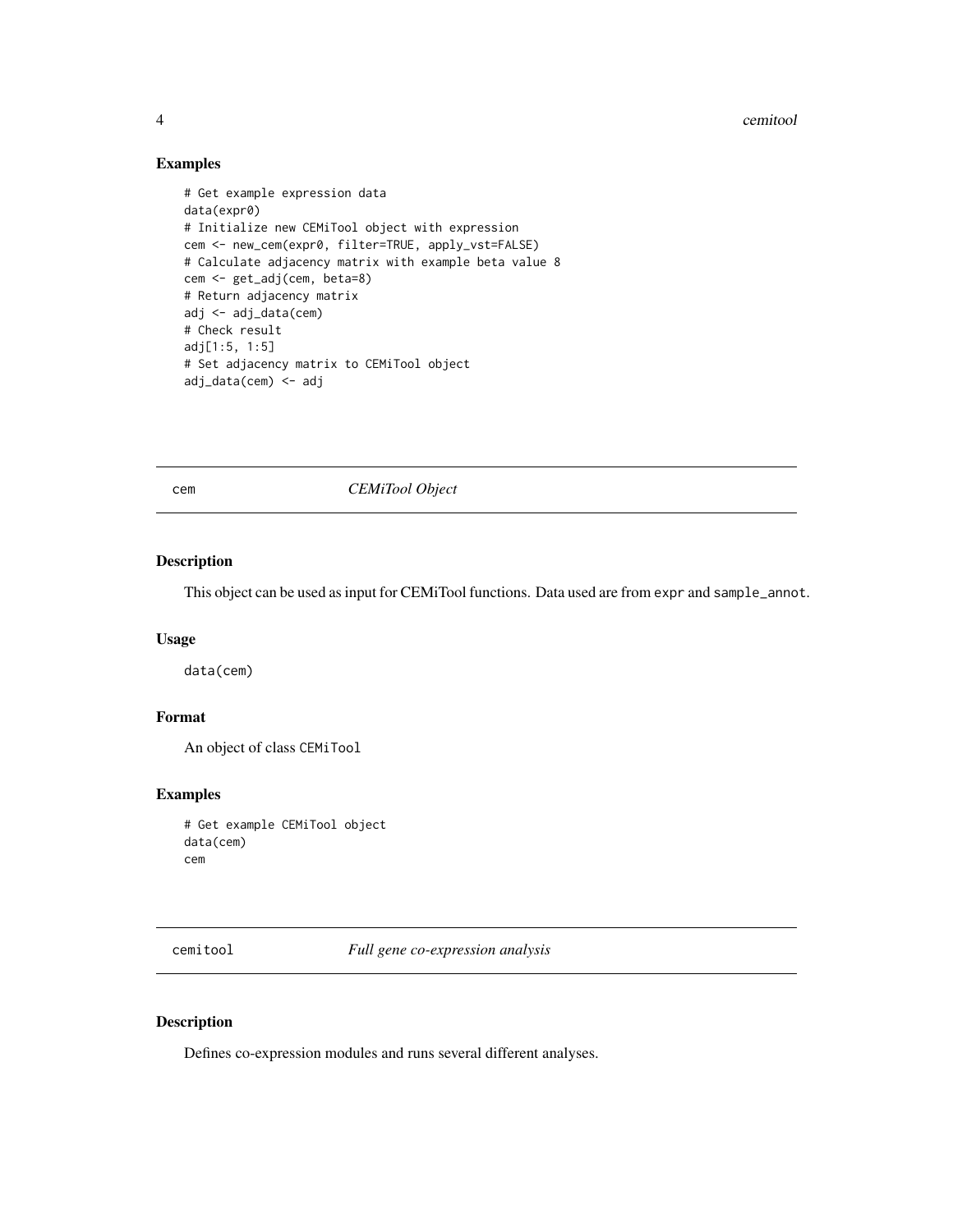## Examples

```
# Get example expression data
data(expr0)
# Initialize new CEMiTool object with expression
cem <- new_cem(expr0, filter=TRUE, apply_vst=FALSE)
# Calculate adjacency matrix with example beta value 8
cem <- get_adj(cem, beta=8)
# Return adjacency matrix
adj <- adj_data(cem)
# Check result
adj[1:5, 1:5]
# Set adjacency matrix to CEMiTool object
adj_data(cem) <- adj
```

---

# cem — *CEMiTool Object*

---

## Description

This object can be used as input for CEMiTool functions. Data used are from `expr` and `sample_annot`.

## Usage

```
data(cem)
```

## Format

An object of class `CEMiTool`

## Examples

```
# Get example CEMiTool object
data(cem)
cem
```

---

# cemitool — *Full gene co-expression analysis*

---

## Description

Defines co-expression modules and runs several different analyses.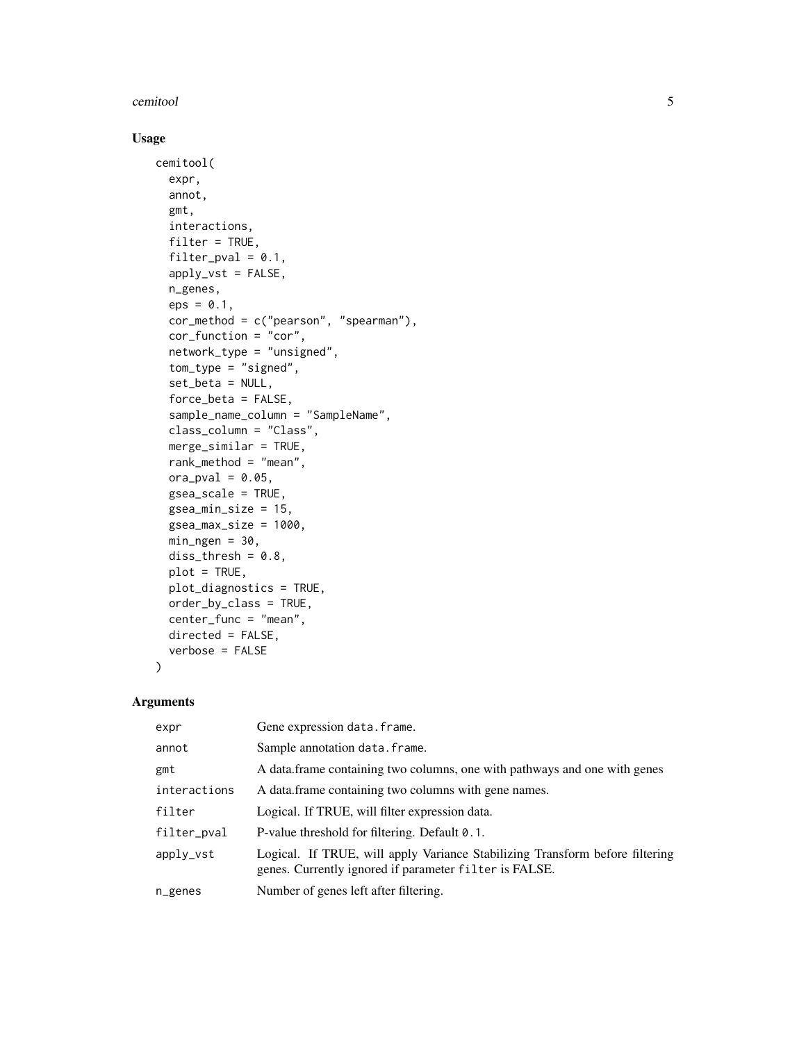## Usage

```
cemitool(
  expr,
  annot,
  gmt,
  interactions,
  filter = TRUE,
  filter_pval = 0.1,
  apply_vst = FALSE,
  n_genes,
  eps = 0.1,
  cor_method = c("pearson", "spearman"),
  cor_function = "cor",
  network_type = "unsigned",
  tom_type = "signed",
  set_beta = NULL,
  force_beta = FALSE,
  sample_name_column = "SampleName",
  class_column = "Class",
  merge_similar = TRUE,
  rank_method = "mean",
  ora_pval = 0.05,
  gsea_scale = TRUE,
  gsea_min_size = 15,
  gsea_max_size = 1000,
  min_ngen = 30,
  diss_thresh = 0.8,
  plot = TRUE,
  plot_diagnostics = TRUE,
  order_by_class = TRUE,
  center_func = "mean",
  directed = FALSE,
  verbose = FALSE
)
```

## Arguments

| | |
|---|---|
| `expr` | Gene expression `data.frame`. |
| `annot` | Sample annotation `data.frame`. |
| `gmt` | A data.frame containing two columns, one with pathways and one with genes |
| `interactions` | A data.frame containing two columns with gene names. |
| `filter` | Logical. If TRUE, will filter expression data. |
| `filter_pval` | P-value threshold for filtering. Default `0.1`. |
| `apply_vst` | Logical. If TRUE, will apply Variance Stabilizing Transform before filtering genes. Currently ignored if parameter `filter` is FALSE. |
| `n_genes` | Number of genes left after filtering. |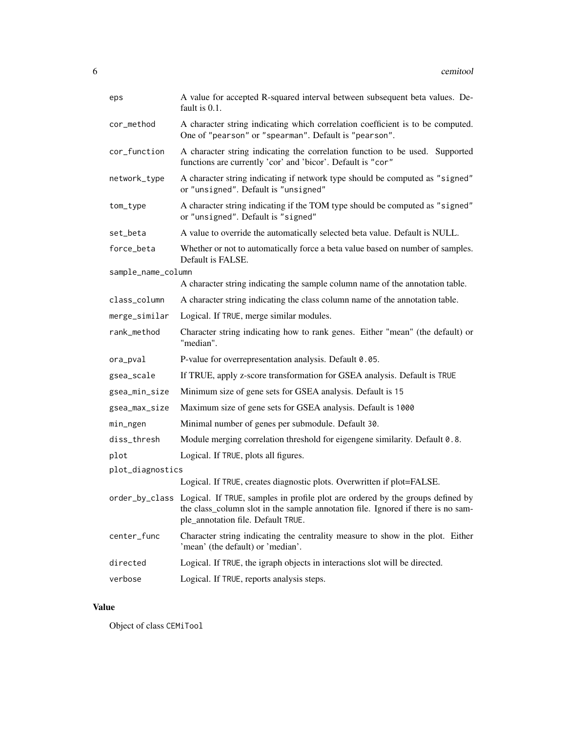| | |
|---|---|
| `eps` | A value for accepted R-squared interval between subsequent beta values. Default is 0.1. |
| `cor_method` | A character string indicating which correlation coefficient is to be computed. One of "pearson" or "spearman". Default is "pearson". |
| `cor_function` | A character string indicating the correlation function to be used. Supported functions are currently 'cor' and 'bicor'. Default is "cor" |
| `network_type` | A character string indicating if network type should be computed as "signed" or "unsigned". Default is "unsigned" |
| `tom_type` | A character string indicating if the TOM type should be computed as "signed" or "unsigned". Default is "signed" |
| `set_beta` | A value to override the automatically selected beta value. Default is NULL. |
| `force_beta` | Whether or not to automatically force a beta value based on number of samples. Default is FALSE. |
| `sample_name_column` | A character string indicating the sample column name of the annotation table. |
| `class_column` | A character string indicating the class column name of the annotation table. |
| `merge_similar` | Logical. If TRUE, merge similar modules. |
| `rank_method` | Character string indicating how to rank genes. Either "mean" (the default) or "median". |
| `ora_pval` | P-value for overrepresentation analysis. Default 0.05. |
| `gsea_scale` | If TRUE, apply z-score transformation for GSEA analysis. Default is TRUE |
| `gsea_min_size` | Minimum size of gene sets for GSEA analysis. Default is 15 |
| `gsea_max_size` | Maximum size of gene sets for GSEA analysis. Default is 1000 |
| `min_ngen` | Minimal number of genes per submodule. Default 30. |
| `diss_thresh` | Module merging correlation threshold for eigengene similarity. Default 0.8. |
| `plot` | Logical. If TRUE, plots all figures. |
| `plot_diagnostics` | Logical. If TRUE, creates diagnostic plots. Overwritten if plot=FALSE. |
| `order_by_class` | Logical. If TRUE, samples in profile plot are ordered by the groups defined by the class_column slot in the sample annotation file. Ignored if there is no sample_annotation file. Default TRUE. |
| `center_func` | Character string indicating the centrality measure to show in the plot. Either 'mean' (the default) or 'median'. |
| `directed` | Logical. If TRUE, the igraph objects in interactions slot will be directed. |
| `verbose` | Logical. If TRUE, reports analysis steps. |

## Value

Object of class CEMiTool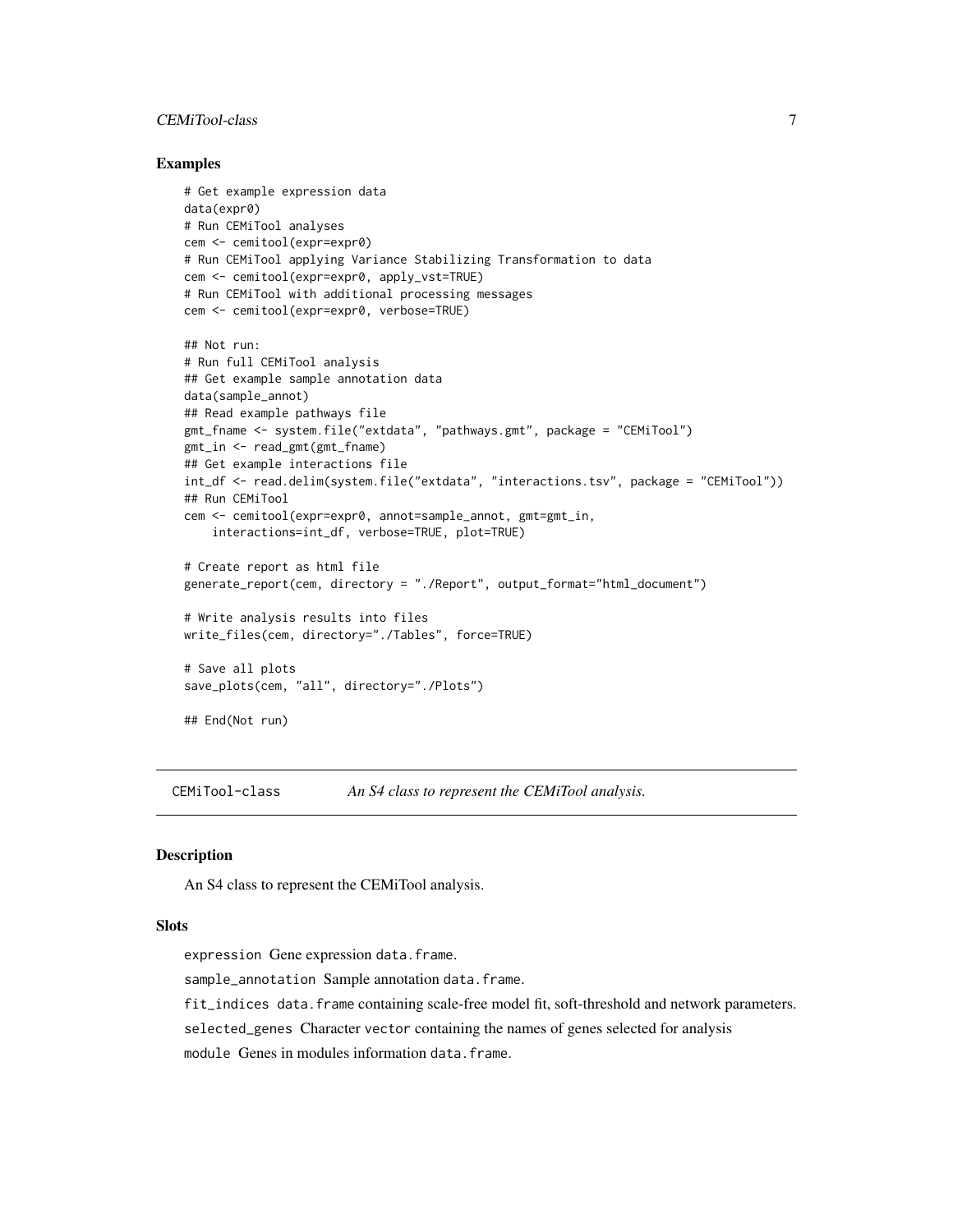### Examples

```
# Get example expression data
data(expr0)
# Run CEMiTool analyses
cem <- cemitool(expr=expr0)
# Run CEMiTool applying Variance Stabilizing Transformation to data
cem <- cemitool(expr=expr0, apply_vst=TRUE)
# Run CEMiTool with additional processing messages
cem <- cemitool(expr=expr0, verbose=TRUE)

## Not run:
# Run full CEMiTool analysis
## Get example sample annotation data
data(sample_annot)
## Read example pathways file
gmt_fname <- system.file("extdata", "pathways.gmt", package = "CEMiTool")
gmt_in <- read_gmt(gmt_fname)
## Get example interactions file
int_df <- read.delim(system.file("extdata", "interactions.tsv", package = "CEMiTool"))
## Run CEMiTool
cem <- cemitool(expr=expr0, annot=sample_annot, gmt=gmt_in,
    interactions=int_df, verbose=TRUE, plot=TRUE)

# Create report as html file
generate_report(cem, directory = "./Report", output_format="html_document")

# Write analysis results into files
write_files(cem, directory="./Tables", force=TRUE)

# Save all plots
save_plots(cem, "all", directory="./Plots")

## End(Not run)
```

---

## CEMiTool-class — *An S4 class to represent the CEMiTool analysis.*

### Description

An S4 class to represent the CEMiTool analysis.

### Slots

`expression` Gene expression `data.frame`.

`sample_annotation` Sample annotation `data.frame`.

`fit_indices` `data.frame` containing scale-free model fit, soft-threshold and network parameters.

`selected_genes` Character `vector` containing the names of genes selected for analysis

`module` Genes in modules information `data.frame`.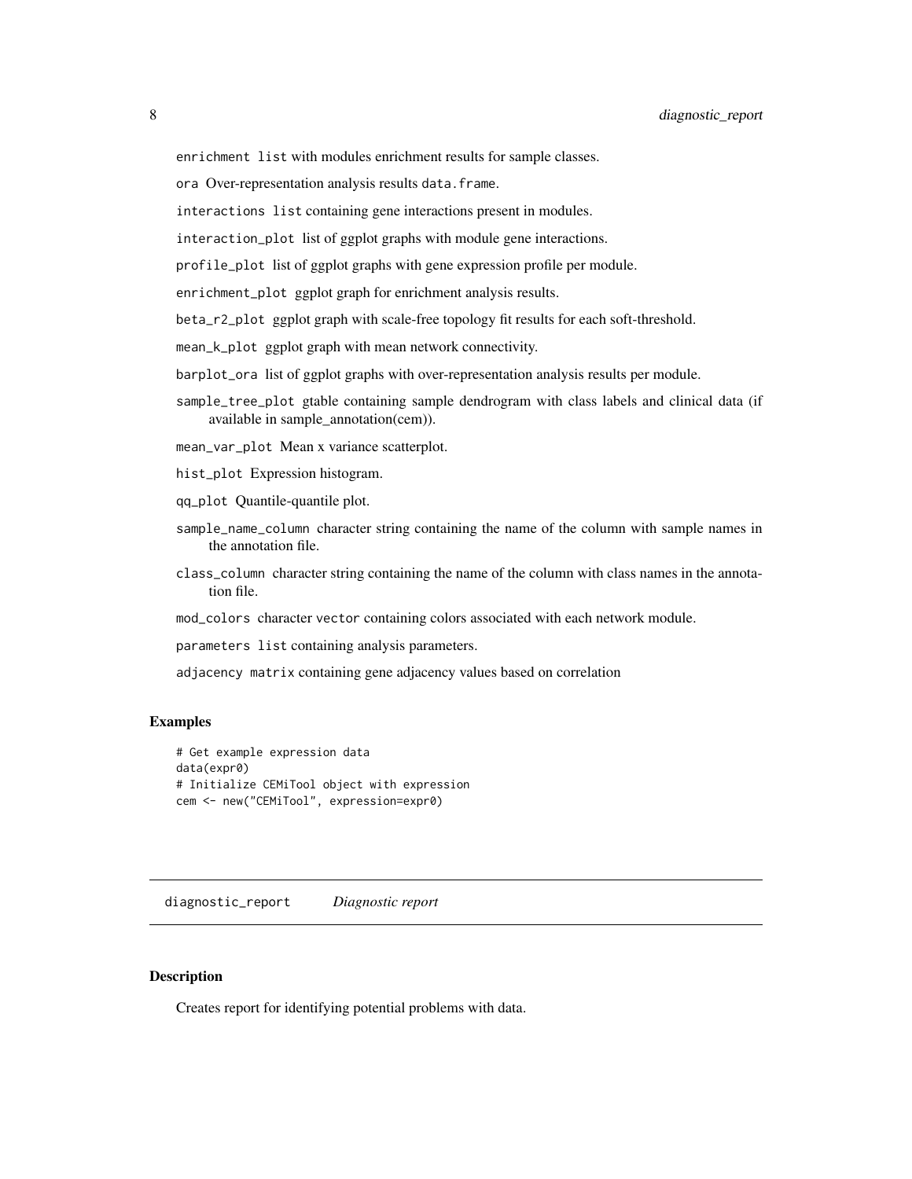enrichment list with modules enrichment results for sample classes.

ora Over-representation analysis results data.frame.

interactions list containing gene interactions present in modules.

interaction_plot list of ggplot graphs with module gene interactions.

profile_plot list of ggplot graphs with gene expression profile per module.

enrichment_plot ggplot graph for enrichment analysis results.

beta_r2_plot ggplot graph with scale-free topology fit results for each soft-threshold.

mean_k_plot ggplot graph with mean network connectivity.

barplot_ora list of ggplot graphs with over-representation analysis results per module.

sample_tree_plot gtable containing sample dendrogram with class labels and clinical data (if available in sample_annotation(cem)).

mean_var_plot Mean x variance scatterplot.

hist_plot Expression histogram.

qq_plot Quantile-quantile plot.

sample_name_column character string containing the name of the column with sample names in the annotation file.

class_column character string containing the name of the column with class names in the annotation file.

mod_colors character vector containing colors associated with each network module.

parameters list containing analysis parameters.

adjacency matrix containing gene adjacency values based on correlation

### Examples

```
# Get example expression data
data(expr0)
# Initialize CEMiTool object with expression
cem <- new("CEMiTool", expression=expr0)
```

## diagnostic_report *Diagnostic report*

### Description

Creates report for identifying potential problems with data.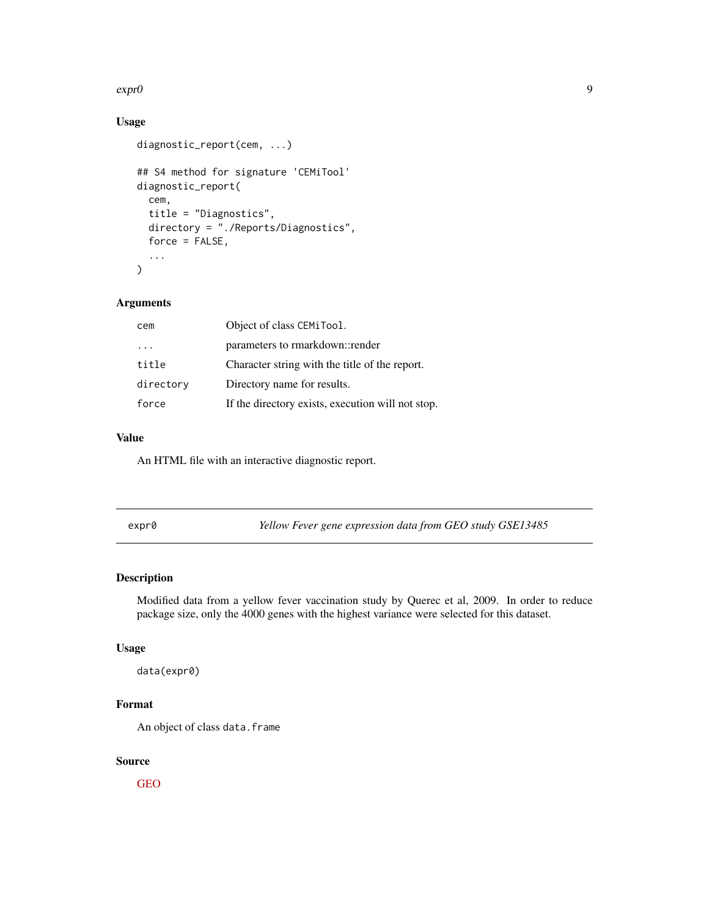### Usage

```
diagnostic_report(cem, ...)

## S4 method for signature 'CEMiTool'
diagnostic_report(
  cem,
  title = "Diagnostics",
  directory = "./Reports/Diagnostics",
  force = FALSE,
  ...
)
```

### Arguments

| | |
|---|---|
| `cem` | Object of class `CEMiTool`. |
| `...` | parameters to rmarkdown::render |
| `title` | Character string with the title of the report. |
| `directory` | Directory name for results. |
| `force` | If the directory exists, execution will not stop. |

### Value

An HTML file with an interactive diagnostic report.

---

## `expr0` — *Yellow Fever gene expression data from GEO study GSE13485*

### Description

Modified data from a yellow fever vaccination study by Querec et al, 2009. In order to reduce package size, only the 4000 genes with the highest variance were selected for this dataset.

### Usage

```
data(expr0)
```

### Format

An object of class `data.frame`

### Source

GEO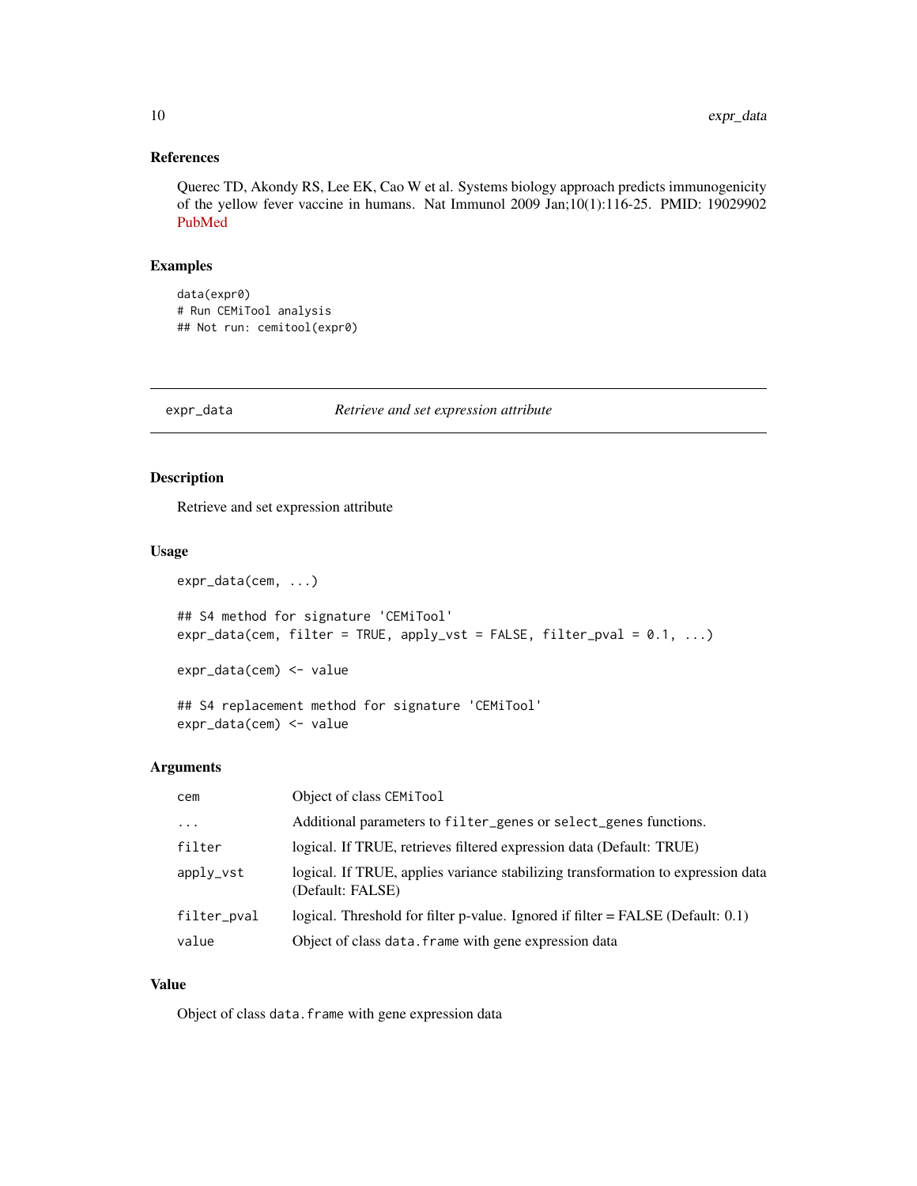### References

Querec TD, Akondy RS, Lee EK, Cao W et al. Systems biology approach predicts immunogenicity of the yellow fever vaccine in humans. Nat Immunol 2009 Jan;10(1):116-25. PMID: 19029902 PubMed

### Examples

```
data(expr0)
# Run CEMiTool analysis
## Not run: cemitool(expr0)
```

---

## expr_data — *Retrieve and set expression attribute*

### Description

Retrieve and set expression attribute

### Usage

```
expr_data(cem, ...)

## S4 method for signature 'CEMiTool'
expr_data(cem, filter = TRUE, apply_vst = FALSE, filter_pval = 0.1, ...)

expr_data(cem) <- value

## S4 replacement method for signature 'CEMiTool'
expr_data(cem) <- value
```

### Arguments

| | |
|---|---|
| `cem` | Object of class `CEMiTool` |
| `...` | Additional parameters to `filter_genes` or `select_genes` functions. |
| `filter` | logical. If TRUE, retrieves filtered expression data (Default: TRUE) |
| `apply_vst` | logical. If TRUE, applies variance stabilizing transformation to expression data (Default: FALSE) |
| `filter_pval` | logical. Threshold for filter p-value. Ignored if filter = FALSE (Default: 0.1) |
| `value` | Object of class `data.frame` with gene expression data |

### Value

Object of class `data.frame` with gene expression data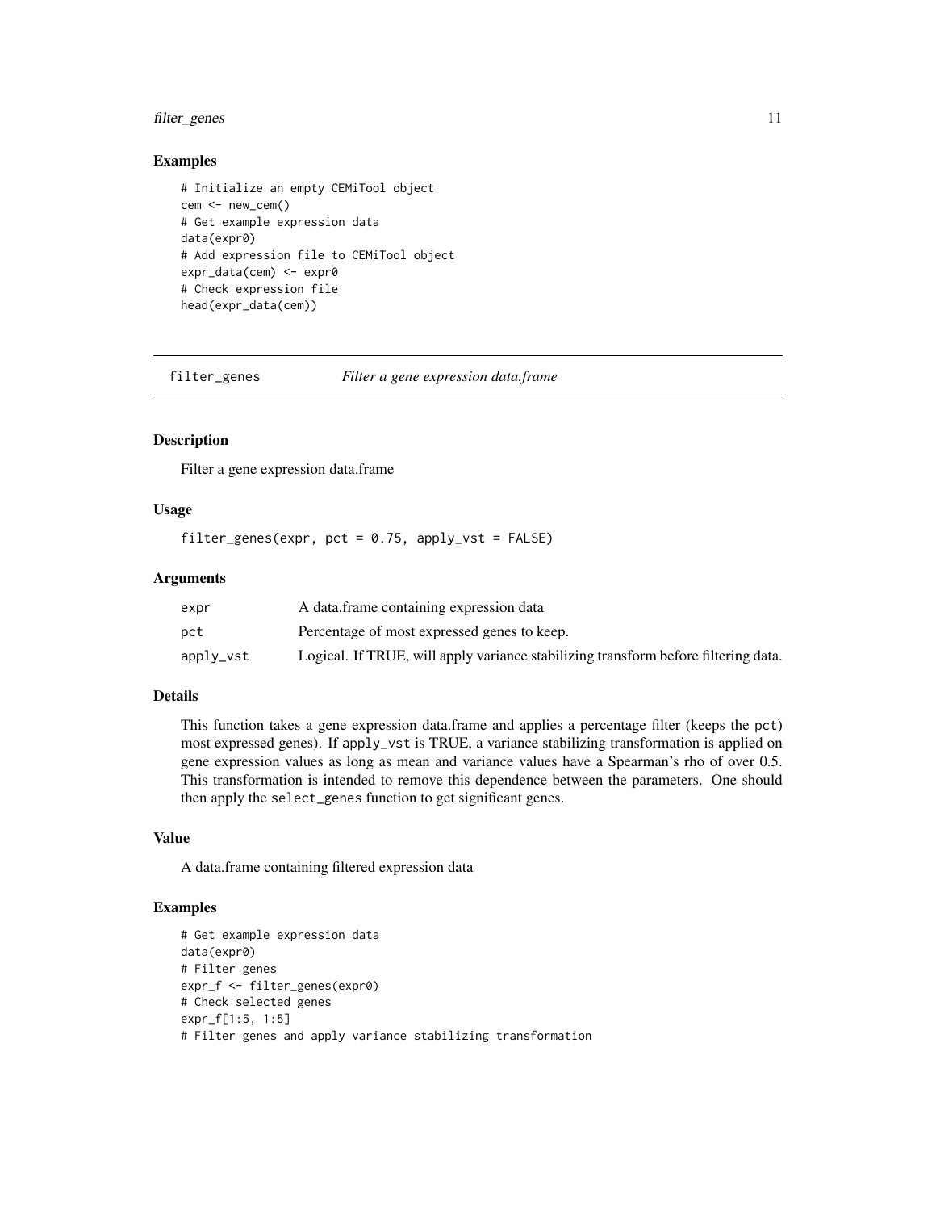## Examples

```
# Initialize an empty CEMiTool object
cem <- new_cem()
# Get example expression data
data(expr0)
# Add expression file to CEMiTool object
expr_data(cem) <- expr0
# Check expression file
head(expr_data(cem))
```

---

# filter_genes — *Filter a gene expression data.frame*

## Description

Filter a gene expression data.frame

## Usage

```
filter_genes(expr, pct = 0.75, apply_vst = FALSE)
```

## Arguments

| | |
|---|---|
| expr | A data.frame containing expression data |
| pct | Percentage of most expressed genes to keep. |
| apply_vst | Logical. If TRUE, will apply variance stabilizing transform before filtering data. |

## Details

This function takes a gene expression data.frame and applies a percentage filter (keeps the `pct`) most expressed genes). If `apply_vst` is TRUE, a variance stabilizing transformation is applied on gene expression values as long as mean and variance values have a Spearman's rho of over 0.5. This transformation is intended to remove this dependence between the parameters. One should then apply the `select_genes` function to get significant genes.

## Value

A data.frame containing filtered expression data

## Examples

```
# Get example expression data
data(expr0)
# Filter genes
expr_f <- filter_genes(expr0)
# Check selected genes
expr_f[1:5, 1:5]
# Filter genes and apply variance stabilizing transformation
```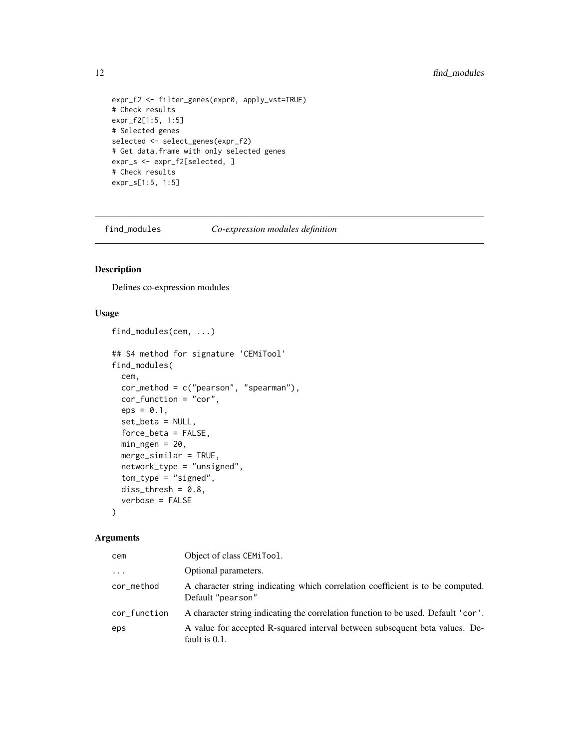```
expr_f2 <- filter_genes(expr0, apply_vst=TRUE)
# Check results
expr_f2[1:5, 1:5]
# Selected genes
selected <- select_genes(expr_f2)
# Get data.frame with only selected genes
expr_s <- expr_f2[selected, ]
# Check results
expr_s[1:5, 1:5]
```

## find_modules — *Co-expression modules definition*

### Description

Defines co-expression modules

### Usage

```
find_modules(cem, ...)

## S4 method for signature 'CEMiTool'
find_modules(
  cem,
  cor_method = c("pearson", "spearman"),
  cor_function = "cor",
  eps = 0.1,
  set_beta = NULL,
  force_beta = FALSE,
  min_ngen = 20,
  merge_similar = TRUE,
  network_type = "unsigned",
  tom_type = "signed",
  diss_thresh = 0.8,
  verbose = FALSE
)
```

### Arguments

| Argument | Description |
|---|---|
| `cem` | Object of class `CEMiTool`. |
| `...` | Optional parameters. |
| `cor_method` | A character string indicating which correlation coefficient is to be computed. Default `"pearson"` |
| `cor_function` | A character string indicating the correlation function to be used. Default `'cor'`. |
| `eps` | A value for accepted R-squared interval between subsequent beta values. Default is 0.1. |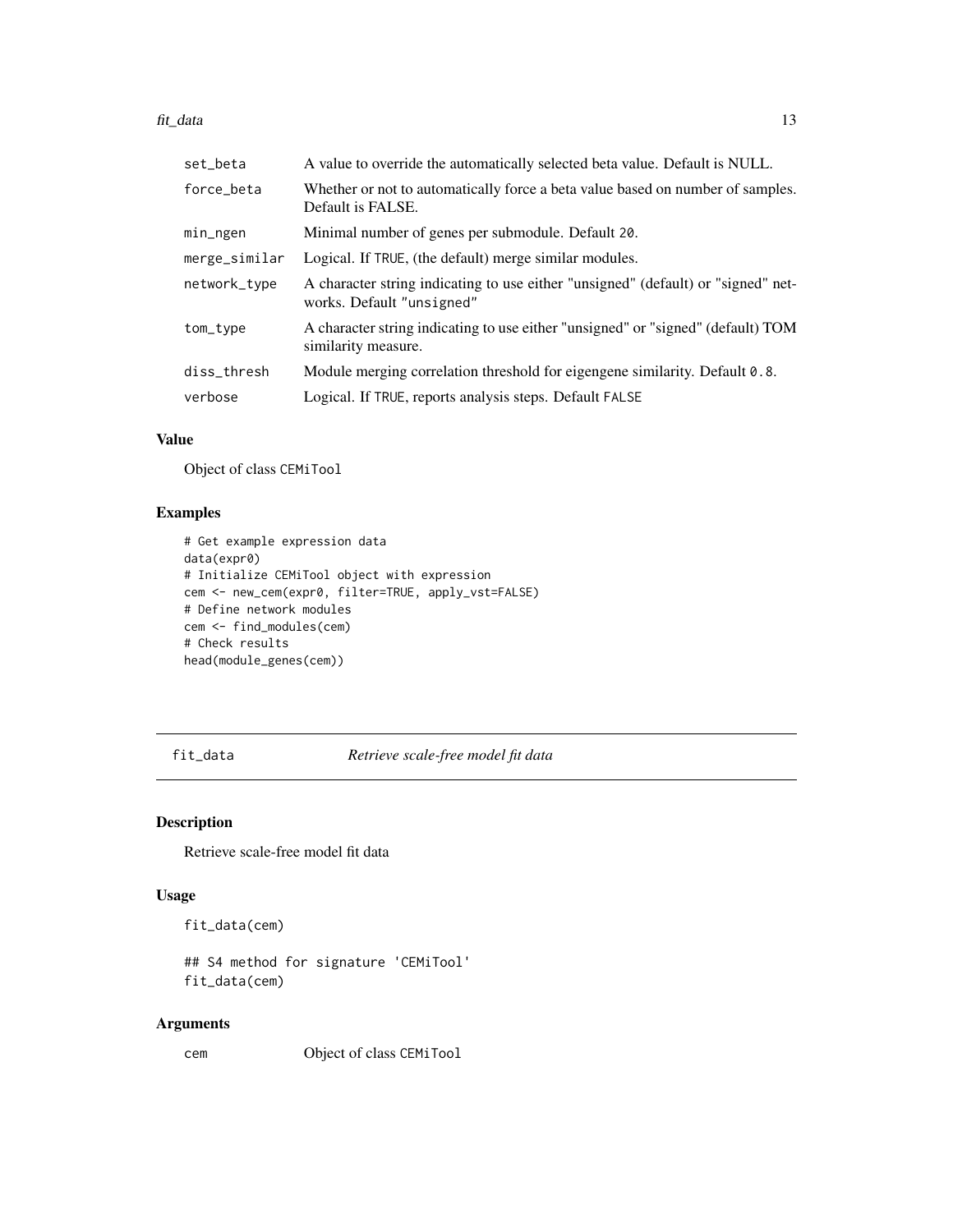| | |
|---|---|
| set_beta | A value to override the automatically selected beta value. Default is NULL. |
| force_beta | Whether or not to automatically force a beta value based on number of samples. Default is FALSE. |
| min_ngen | Minimal number of genes per submodule. Default 20. |
| merge_similar | Logical. If TRUE, (the default) merge similar modules. |
| network_type | A character string indicating to use either "unsigned" (default) or "signed" networks. Default "unsigned" |
| tom_type | A character string indicating to use either "unsigned" or "signed" (default) TOM similarity measure. |
| diss_thresh | Module merging correlation threshold for eigengene similarity. Default 0.8. |
| verbose | Logical. If TRUE, reports analysis steps. Default FALSE |

### Value

Object of class CEMiTool

### Examples

```
# Get example expression data
data(expr0)
# Initialize CEMiTool object with expression
cem <- new_cem(expr0, filter=TRUE, apply_vst=FALSE)
# Define network modules
cem <- find_modules(cem)
# Check results
head(module_genes(cem))
```

---

## fit_data *Retrieve scale-free model fit data*

### Description

Retrieve scale-free model fit data

### Usage

```
fit_data(cem)

## S4 method for signature 'CEMiTool'
fit_data(cem)
```

### Arguments

| | |
|---|---|
| cem | Object of class CEMiTool |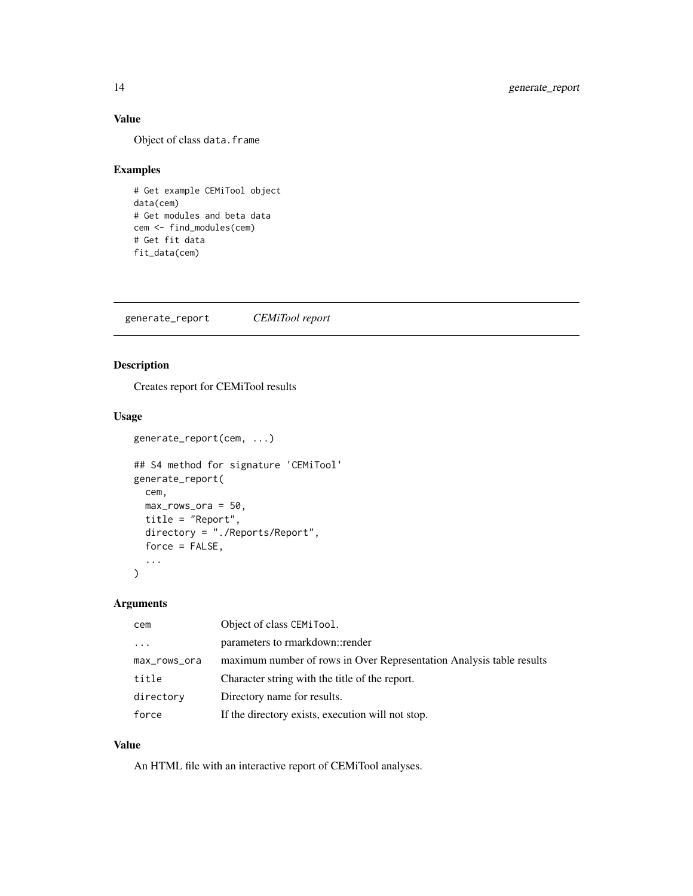### Value

Object of class `data.frame`

### Examples

```
# Get example CEMiTool object
data(cem)
# Get modules and beta data
cem <- find_modules(cem)
# Get fit data
fit_data(cem)
```

---

## generate_report    *CEMiTool report*

---

### Description

Creates report for CEMiTool results

### Usage

```
generate_report(cem, ...)

## S4 method for signature 'CEMiTool'
generate_report(
  cem,
  max_rows_ora = 50,
  title = "Report",
  directory = "./Reports/Report",
  force = FALSE,
  ...
)
```

### Arguments

| | |
|---|---|
| `cem` | Object of class `CEMiTool`. |
| `...` | parameters to rmarkdown::render |
| `max_rows_ora` | maximum number of rows in Over Representation Analysis table results |
| `title` | Character string with the title of the report. |
| `directory` | Directory name for results. |
| `force` | If the directory exists, execution will not stop. |

### Value

An HTML file with an interactive report of CEMiTool analyses.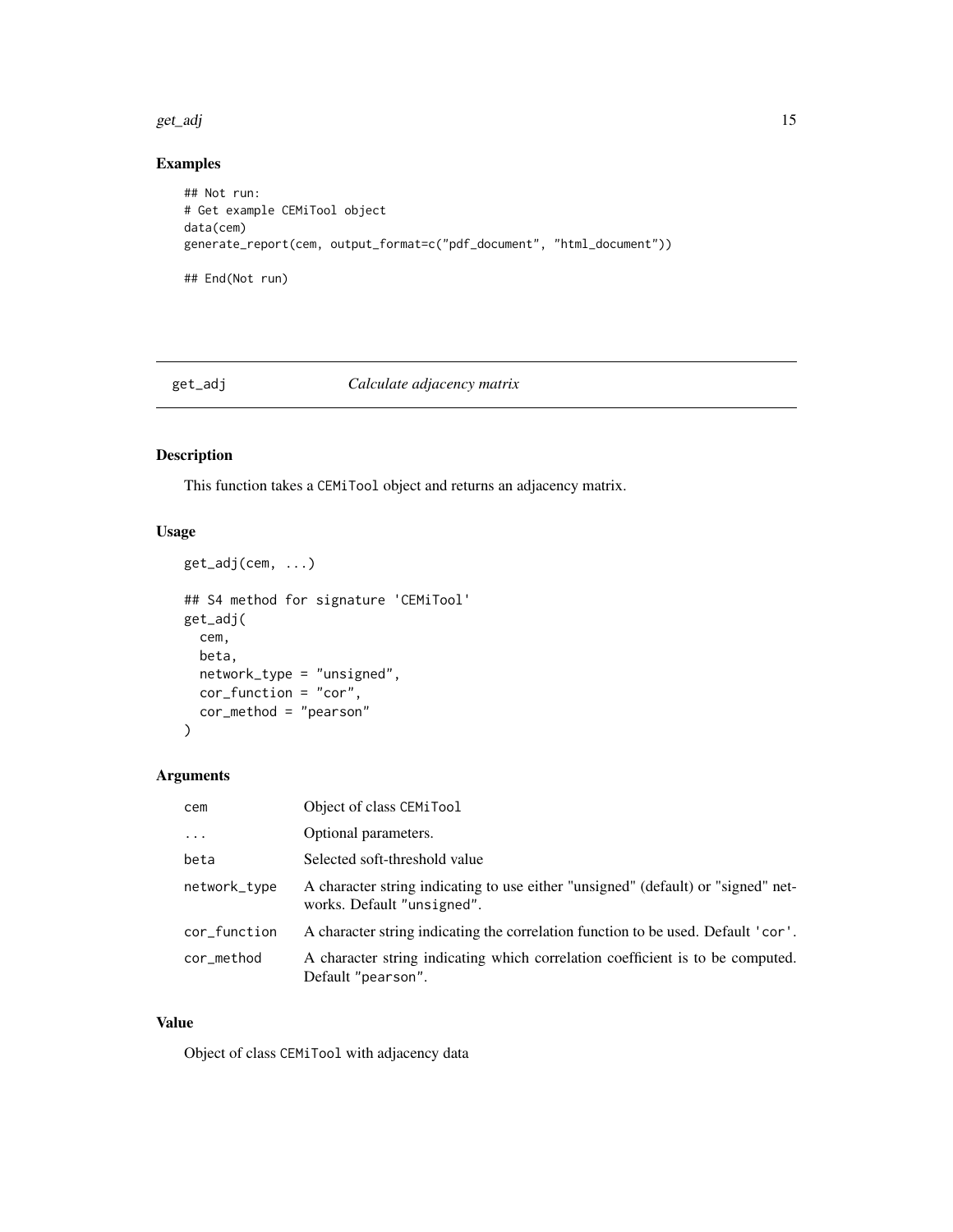## Examples

```
## Not run:
# Get example CEMiTool object
data(cem)
generate_report(cem, output_format=c("pdf_document", "html_document"))

## End(Not run)
```

# get_adj — *Calculate adjacency matrix*

## Description

This function takes a CEMiTool object and returns an adjacency matrix.

## Usage

```
get_adj(cem, ...)

## S4 method for signature 'CEMiTool'
get_adj(
  cem,
  beta,
  network_type = "unsigned",
  cor_function = "cor",
  cor_method = "pearson"
)
```

## Arguments

| | |
|---|---|
| cem | Object of class CEMiTool |
| ... | Optional parameters. |
| beta | Selected soft-threshold value |
| network_type | A character string indicating to use either "unsigned" (default) or "signed" networks. Default "unsigned". |
| cor_function | A character string indicating the correlation function to be used. Default 'cor'. |
| cor_method | A character string indicating which correlation coefficient is to be computed. Default "pearson". |

## Value

Object of class CEMiTool with adjacency data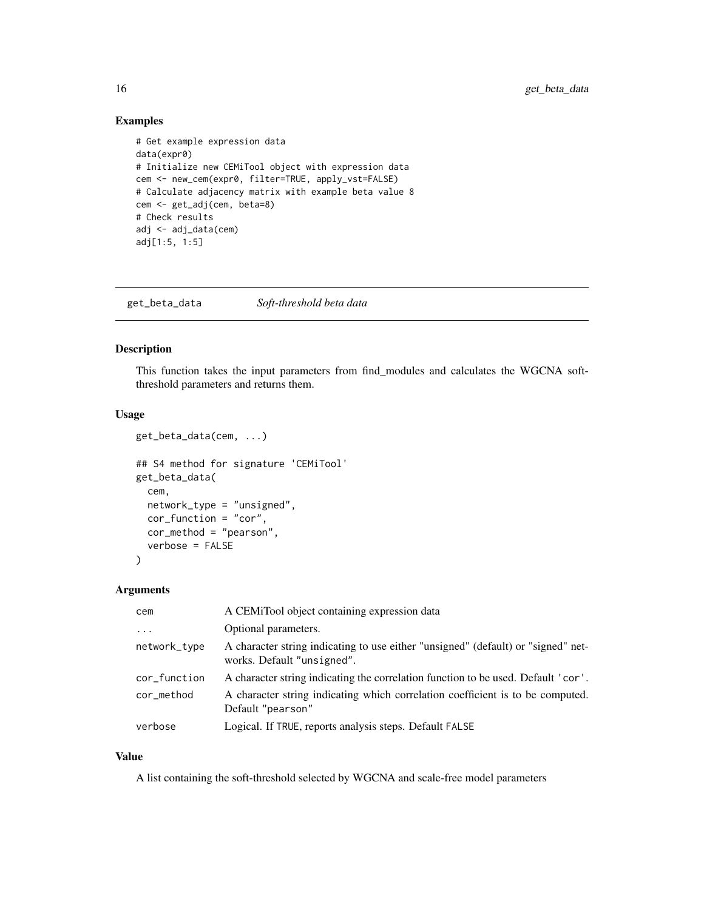## Examples

```
# Get example expression data
data(expr0)
# Initialize new CEMiTool object with expression data
cem <- new_cem(expr0, filter=TRUE, apply_vst=FALSE)
# Calculate adjacency matrix with example beta value 8
cem <- get_adj(cem, beta=8)
# Check results
adj <- adj_data(cem)
adj[1:5, 1:5]
```

---

# get_beta_data *Soft-threshold beta data*

---

## Description

This function takes the input parameters from find_modules and calculates the WGCNA soft-threshold parameters and returns them.

## Usage

```
get_beta_data(cem, ...)

## S4 method for signature 'CEMiTool'
get_beta_data(
  cem,
  network_type = "unsigned",
  cor_function = "cor",
  cor_method = "pearson",
  verbose = FALSE
)
```

## Arguments

| | |
|---|---|
| `cem` | A CEMiTool object containing expression data |
| `...` | Optional parameters. |
| `network_type` | A character string indicating to use either "unsigned" (default) or "signed" networks. Default `"unsigned"`. |
| `cor_function` | A character string indicating the correlation function to be used. Default `'cor'`. |
| `cor_method` | A character string indicating which correlation coefficient is to be computed. Default `"pearson"` |
| `verbose` | Logical. If `TRUE`, reports analysis steps. Default `FALSE` |

## Value

A list containing the soft-threshold selected by WGCNA and scale-free model parameters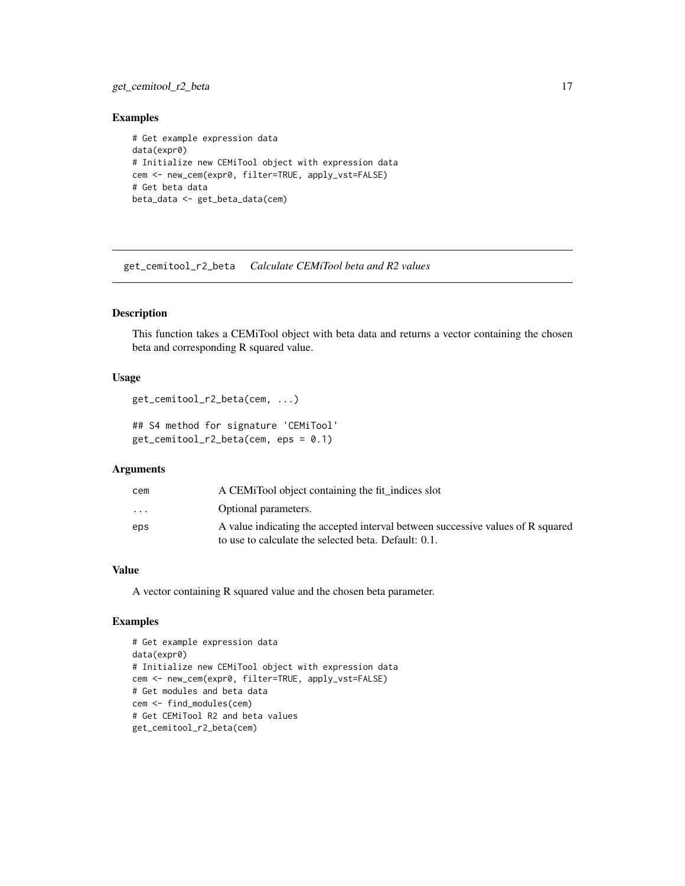## Examples

```
# Get example expression data
data(expr0)
# Initialize new CEMiTool object with expression data
cem <- new_cem(expr0, filter=TRUE, apply_vst=FALSE)
# Get beta data
beta_data <- get_beta_data(cem)
```

---

# get_cemitool_r2_beta *Calculate CEMiTool beta and R2 values*

## Description

This function takes a CEMiTool object with beta data and returns a vector containing the chosen beta and corresponding R squared value.

## Usage

```
get_cemitool_r2_beta(cem, ...)

## S4 method for signature 'CEMiTool'
get_cemitool_r2_beta(cem, eps = 0.1)
```

## Arguments

| | |
|---|---|
| cem | A CEMiTool object containing the fit_indices slot |
| ... | Optional parameters. |
| eps | A value indicating the accepted interval between successive values of R squared to use to calculate the selected beta. Default: 0.1. |

## Value

A vector containing R squared value and the chosen beta parameter.

## Examples

```
# Get example expression data
data(expr0)
# Initialize new CEMiTool object with expression data
cem <- new_cem(expr0, filter=TRUE, apply_vst=FALSE)
# Get modules and beta data
cem <- find_modules(cem)
# Get CEMiTool R2 and beta values
get_cemitool_r2_beta(cem)
```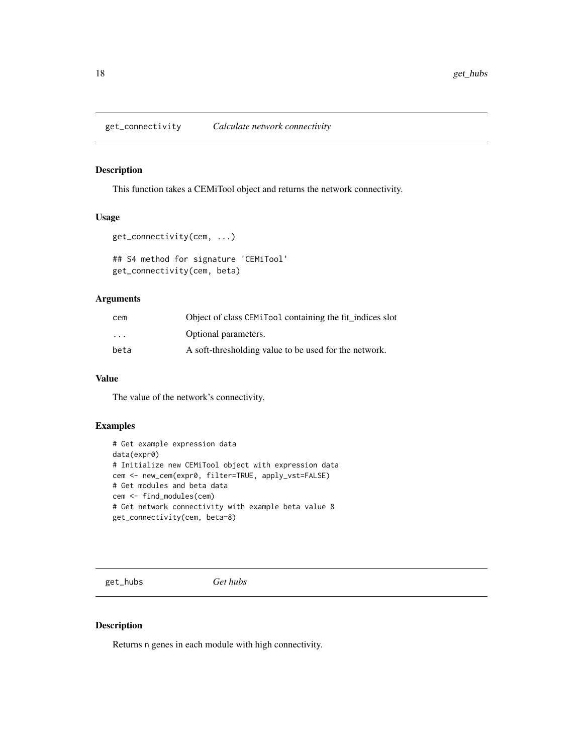## get_connectivity *Calculate network connectivity*

### Description

This function takes a CEMiTool object and returns the network connectivity.

### Usage

```
get_connectivity(cem, ...)

## S4 method for signature 'CEMiTool'
get_connectivity(cem, beta)
```

### Arguments

| | |
|---|---|
| cem | Object of class CEMiTool containing the fit_indices slot |
| ... | Optional parameters. |
| beta | A soft-thresholding value to be used for the network. |

### Value

The value of the network's connectivity.

### Examples

```
# Get example expression data
data(expr0)
# Initialize new CEMiTool object with expression data
cem <- new_cem(expr0, filter=TRUE, apply_vst=FALSE)
# Get modules and beta data
cem <- find_modules(cem)
# Get network connectivity with example beta value 8
get_connectivity(cem, beta=8)
```

## get_hubs *Get hubs*

### Description

Returns n genes in each module with high connectivity.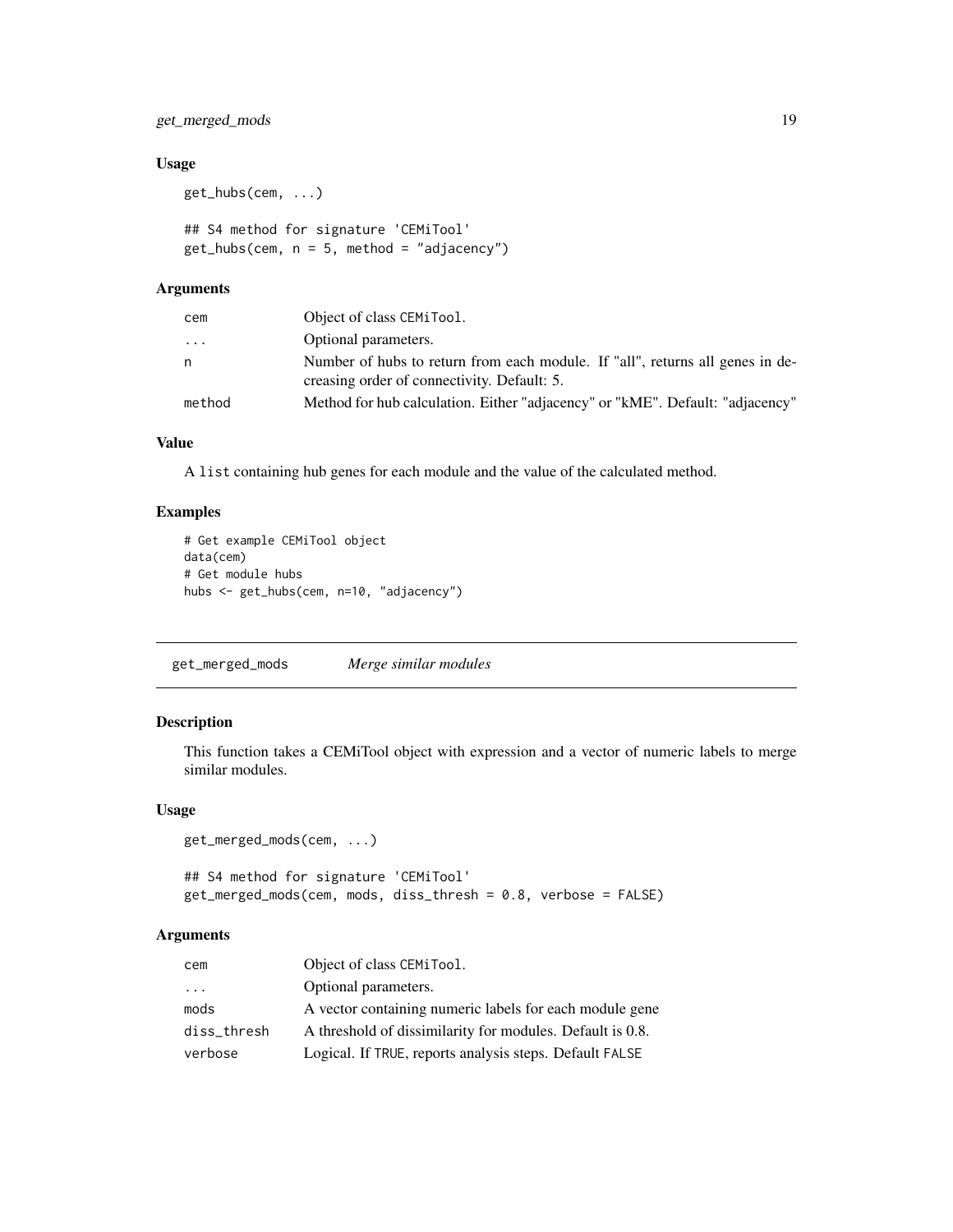## Usage

```
get_hubs(cem, ...)

## S4 method for signature 'CEMiTool'
get_hubs(cem, n = 5, method = "adjacency")
```

## Arguments

| | |
|---|---|
| cem | Object of class CEMiTool. |
| ... | Optional parameters. |
| n | Number of hubs to return from each module. If "all", returns all genes in decreasing order of connectivity. Default: 5. |
| method | Method for hub calculation. Either "adjacency" or "kME". Default: "adjacency" |

## Value

A list containing hub genes for each module and the value of the calculated method.

## Examples

```
# Get example CEMiTool object
data(cem)
# Get module hubs
hubs <- get_hubs(cem, n=10, "adjacency")
```

---

# get_merged_mods *Merge similar modules*

## Description

This function takes a CEMiTool object with expression and a vector of numeric labels to merge similar modules.

## Usage

```
get_merged_mods(cem, ...)

## S4 method for signature 'CEMiTool'
get_merged_mods(cem, mods, diss_thresh = 0.8, verbose = FALSE)
```

## Arguments

| | |
|---|---|
| cem | Object of class CEMiTool. |
| ... | Optional parameters. |
| mods | A vector containing numeric labels for each module gene |
| diss_thresh | A threshold of dissimilarity for modules. Default is 0.8. |
| verbose | Logical. If TRUE, reports analysis steps. Default FALSE |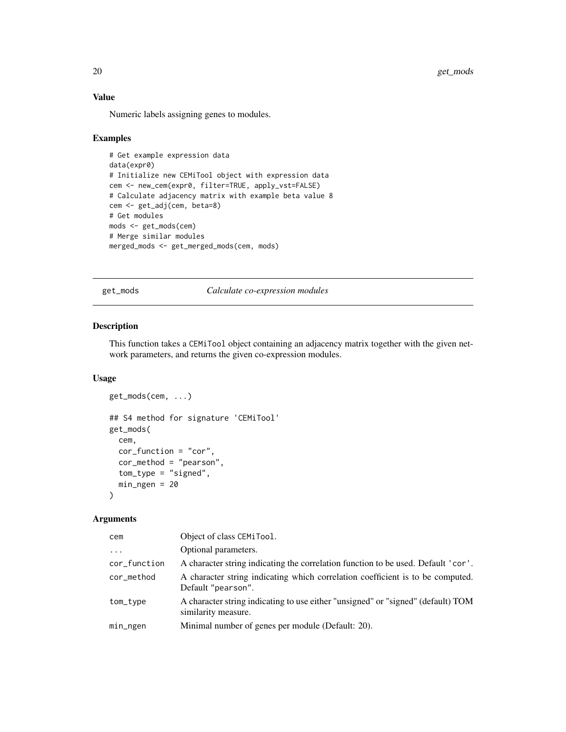### Value

Numeric labels assigning genes to modules.

### Examples

```
# Get example expression data
data(expr0)
# Initialize new CEMiTool object with expression data
cem <- new_cem(expr0, filter=TRUE, apply_vst=FALSE)
# Calculate adjacency matrix with example beta value 8
cem <- get_adj(cem, beta=8)
# Get modules
mods <- get_mods(cem)
# Merge similar modules
merged_mods <- get_merged_mods(cem, mods)
```

---

## get_mods    *Calculate co-expression modules*

---

### Description

This function takes a CEMiTool object containing an adjacency matrix together with the given network parameters, and returns the given co-expression modules.

### Usage

```
get_mods(cem, ...)

## S4 method for signature 'CEMiTool'
get_mods(
  cem,
  cor_function = "cor",
  cor_method = "pearson",
  tom_type = "signed",
  min_ngen = 20
)
```

### Arguments

| | |
|---|---|
| cem | Object of class CEMiTool. |
| ... | Optional parameters. |
| cor_function | A character string indicating the correlation function to be used. Default 'cor'. |
| cor_method | A character string indicating which correlation coefficient is to be computed. Default "pearson". |
| tom_type | A character string indicating to use either "unsigned" or "signed" (default) TOM similarity measure. |
| min_ngen | Minimal number of genes per module (Default: 20). |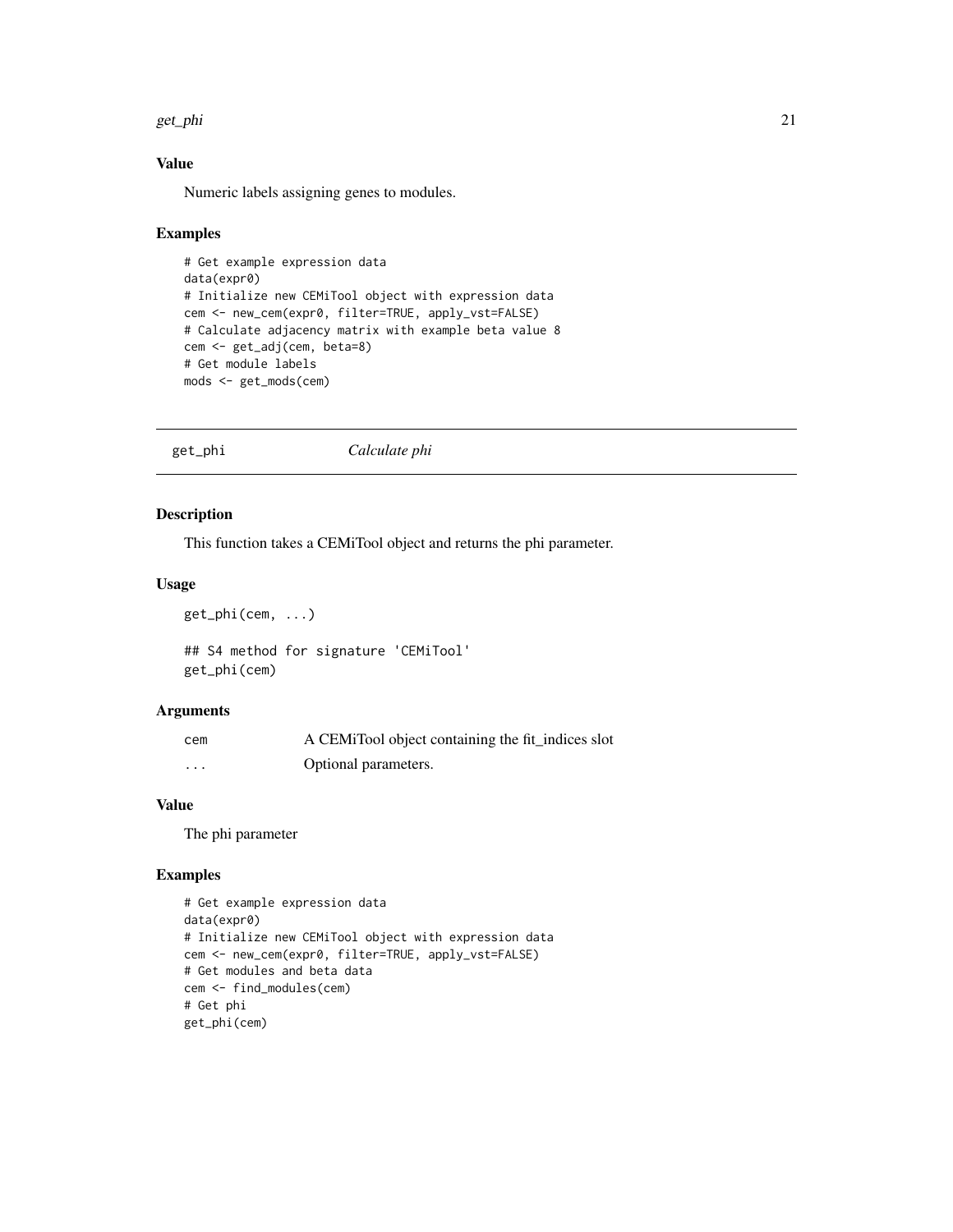## Value

Numeric labels assigning genes to modules.

## Examples

```
# Get example expression data
data(expr0)
# Initialize new CEMiTool object with expression data
cem <- new_cem(expr0, filter=TRUE, apply_vst=FALSE)
# Calculate adjacency matrix with example beta value 8
cem <- get_adj(cem, beta=8)
# Get module labels
mods <- get_mods(cem)
```

---

# get_phi — *Calculate phi*

## Description

This function takes a CEMiTool object and returns the phi parameter.

## Usage

```
get_phi(cem, ...)

## S4 method for signature 'CEMiTool'
get_phi(cem)
```

## Arguments

| | |
|---|---|
| cem | A CEMiTool object containing the fit_indices slot |
| ... | Optional parameters. |

## Value

The phi parameter

## Examples

```
# Get example expression data
data(expr0)
# Initialize new CEMiTool object with expression data
cem <- new_cem(expr0, filter=TRUE, apply_vst=FALSE)
# Get modules and beta data
cem <- find_modules(cem)
# Get phi
get_phi(cem)
```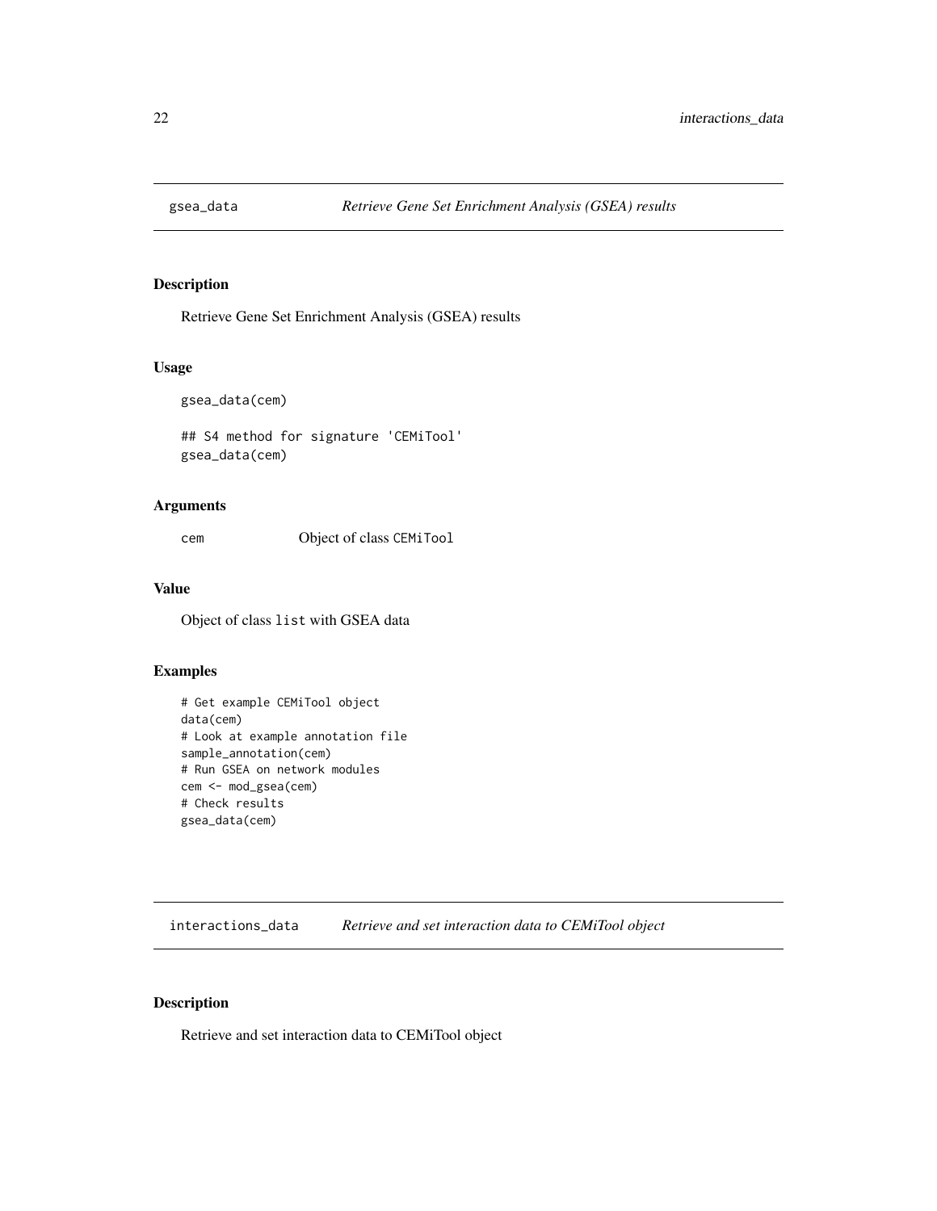## gsea_data *Retrieve Gene Set Enrichment Analysis (GSEA) results*

### Description

Retrieve Gene Set Enrichment Analysis (GSEA) results

### Usage

```
gsea_data(cem)

## S4 method for signature 'CEMiTool'
gsea_data(cem)
```

### Arguments

| | |
|---|---|
| cem | Object of class CEMiTool |

### Value

Object of class list with GSEA data

### Examples

```
# Get example CEMiTool object
data(cem)
# Look at example annotation file
sample_annotation(cem)
# Run GSEA on network modules
cem <- mod_gsea(cem)
# Check results
gsea_data(cem)
```

## interactions_data *Retrieve and set interaction data to CEMiTool object*

### Description

Retrieve and set interaction data to CEMiTool object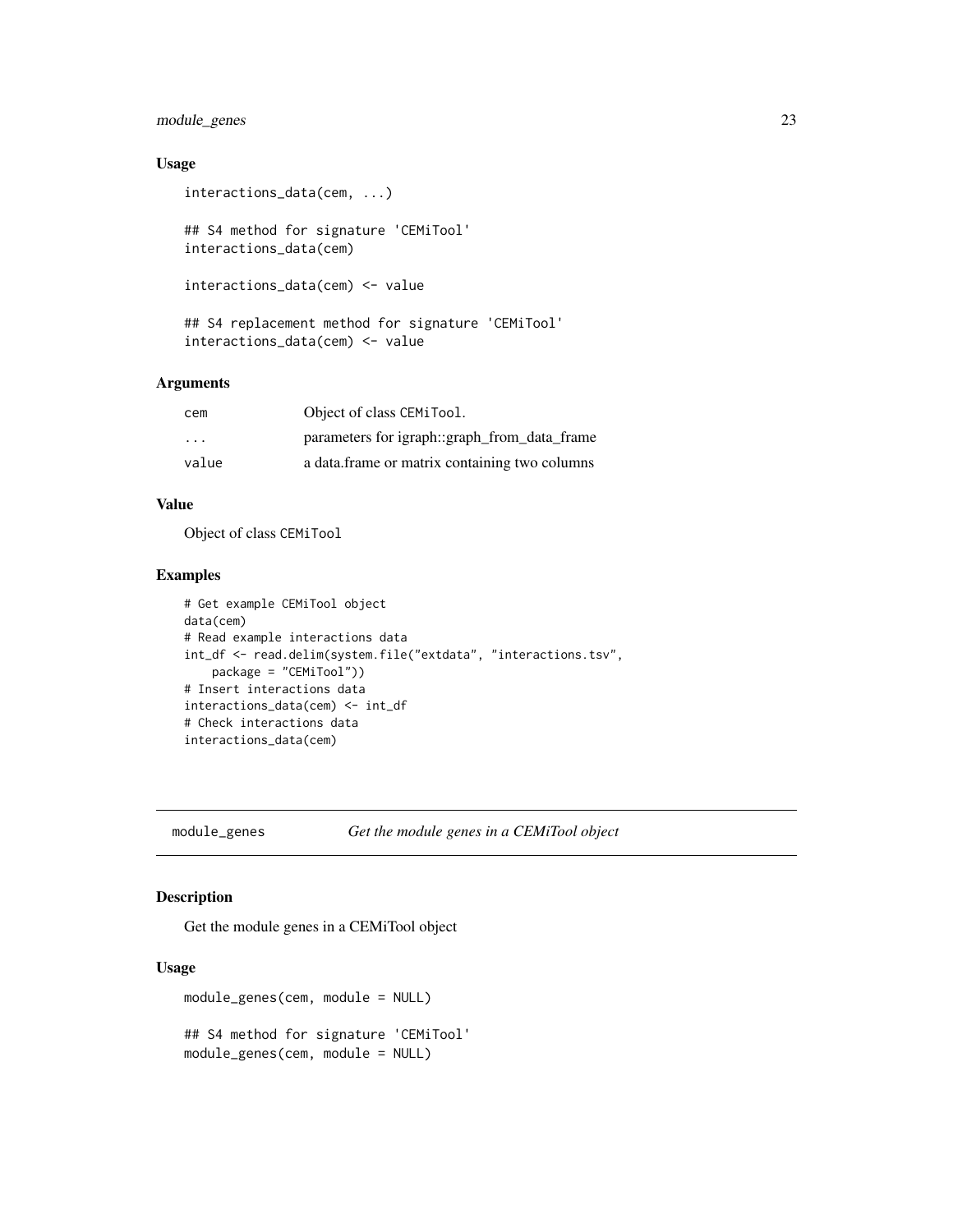### Usage

```
interactions_data(cem, ...)

## S4 method for signature 'CEMiTool'
interactions_data(cem)

interactions_data(cem) <- value

## S4 replacement method for signature 'CEMiTool'
interactions_data(cem) <- value
```

### Arguments

| | |
|---|---|
| cem | Object of class CEMiTool. |
| ... | parameters for igraph::graph_from_data_frame |
| value | a data.frame or matrix containing two columns |

### Value

Object of class CEMiTool

### Examples

```
# Get example CEMiTool object
data(cem)
# Read example interactions data
int_df <- read.delim(system.file("extdata", "interactions.tsv",
    package = "CEMiTool"))
# Insert interactions data
interactions_data(cem) <- int_df
# Check interactions data
interactions_data(cem)
```

---

## module_genes — *Get the module genes in a CEMiTool object*

### Description

Get the module genes in a CEMiTool object

### Usage

```
module_genes(cem, module = NULL)

## S4 method for signature 'CEMiTool'
module_genes(cem, module = NULL)
```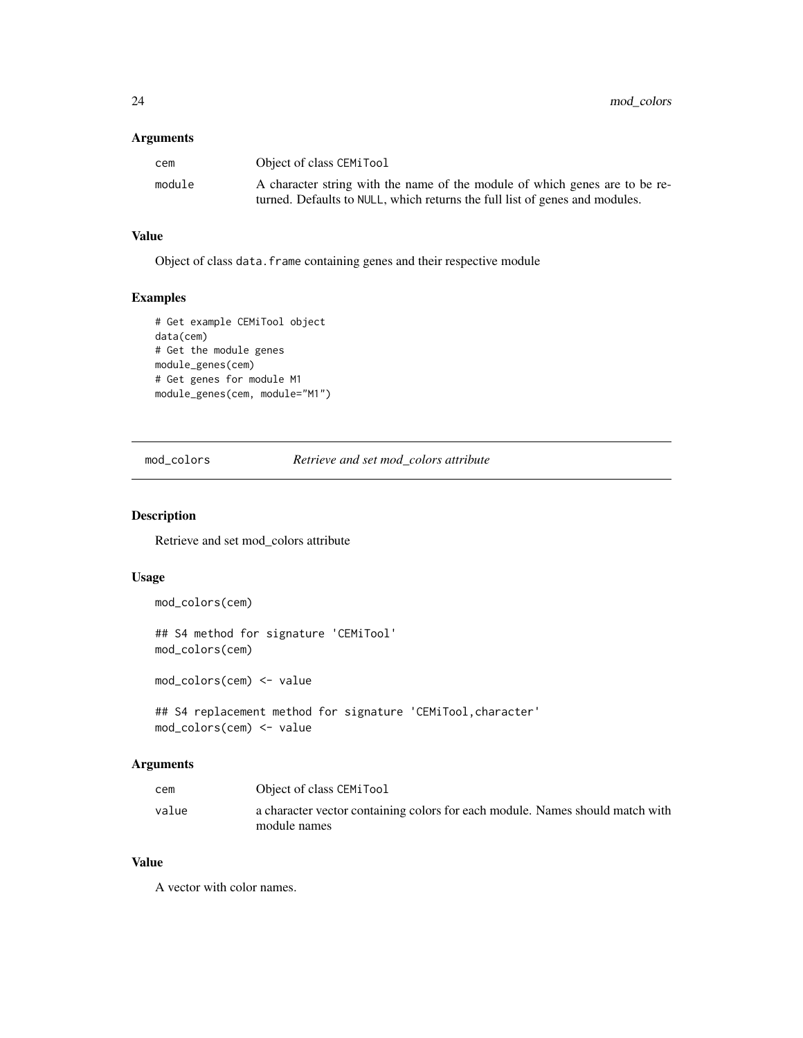### Arguments

| | |
|---|---|
| cem | Object of class CEMiTool |
| module | A character string with the name of the module of which genes are to be returned. Defaults to NULL, which returns the full list of genes and modules. |

### Value

Object of class data.frame containing genes and their respective module

### Examples

```
# Get example CEMiTool object
data(cem)
# Get the module genes
module_genes(cem)
# Get genes for module M1
module_genes(cem, module="M1")
```

---

## mod_colors *Retrieve and set mod_colors attribute*

---

### Description

Retrieve and set mod_colors attribute

### Usage

```
mod_colors(cem)

## S4 method for signature 'CEMiTool'
mod_colors(cem)

mod_colors(cem) <- value

## S4 replacement method for signature 'CEMiTool,character'
mod_colors(cem) <- value
```

### Arguments

| | |
|---|---|
| cem | Object of class CEMiTool |
| value | a character vector containing colors for each module. Names should match with module names |

### Value

A vector with color names.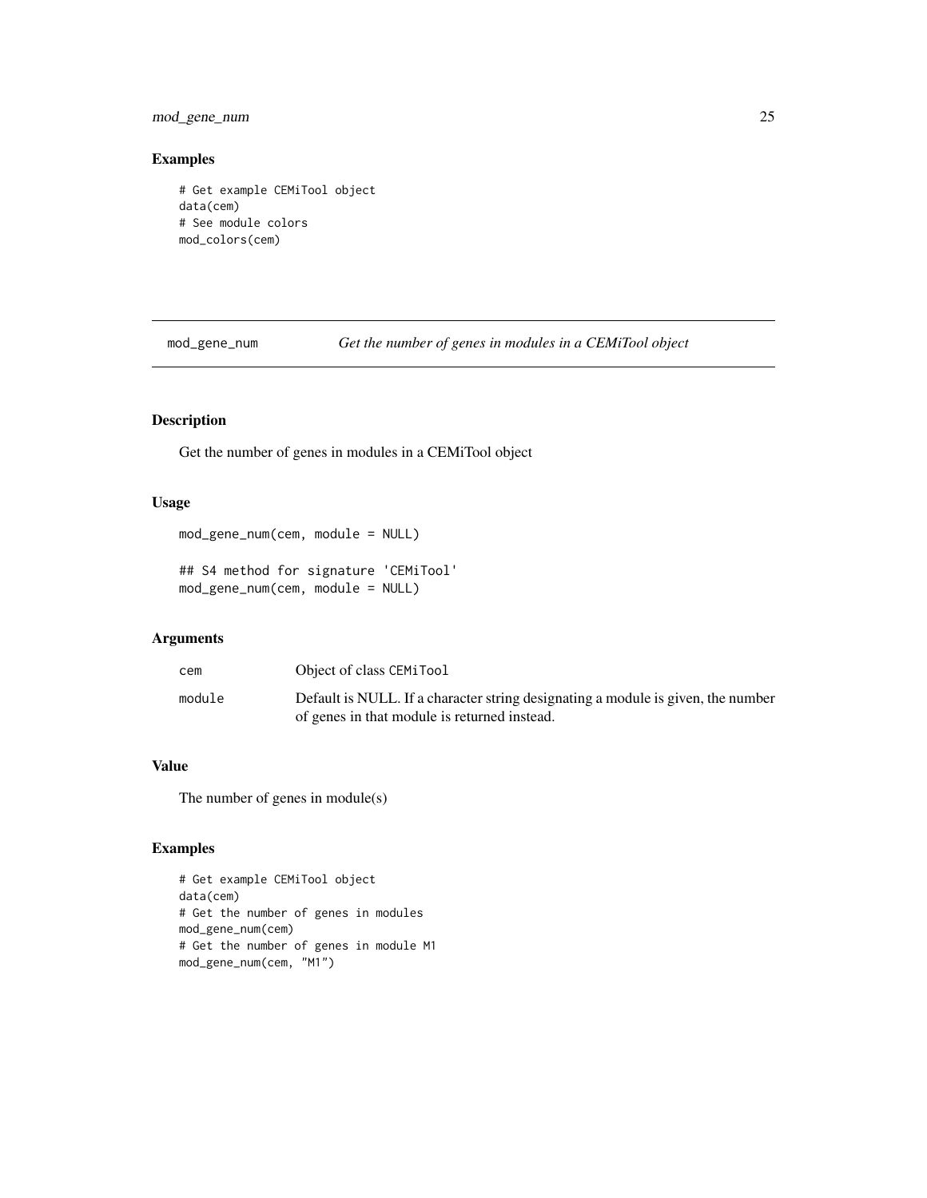## Examples

```
# Get example CEMiTool object
data(cem)
# See module colors
mod_colors(cem)
```

---

# mod_gene_num *Get the number of genes in modules in a CEMiTool object*

---

## Description

Get the number of genes in modules in a CEMiTool object

## Usage

```
mod_gene_num(cem, module = NULL)

## S4 method for signature 'CEMiTool'
mod_gene_num(cem, module = NULL)
```

## Arguments

| | |
|---|---|
| `cem` | Object of class `CEMiTool` |
| `module` | Default is NULL. If a character string designating a module is given, the number of genes in that module is returned instead. |

## Value

The number of genes in module(s)

## Examples

```
# Get example CEMiTool object
data(cem)
# Get the number of genes in modules
mod_gene_num(cem)
# Get the number of genes in module M1
mod_gene_num(cem, "M1")
```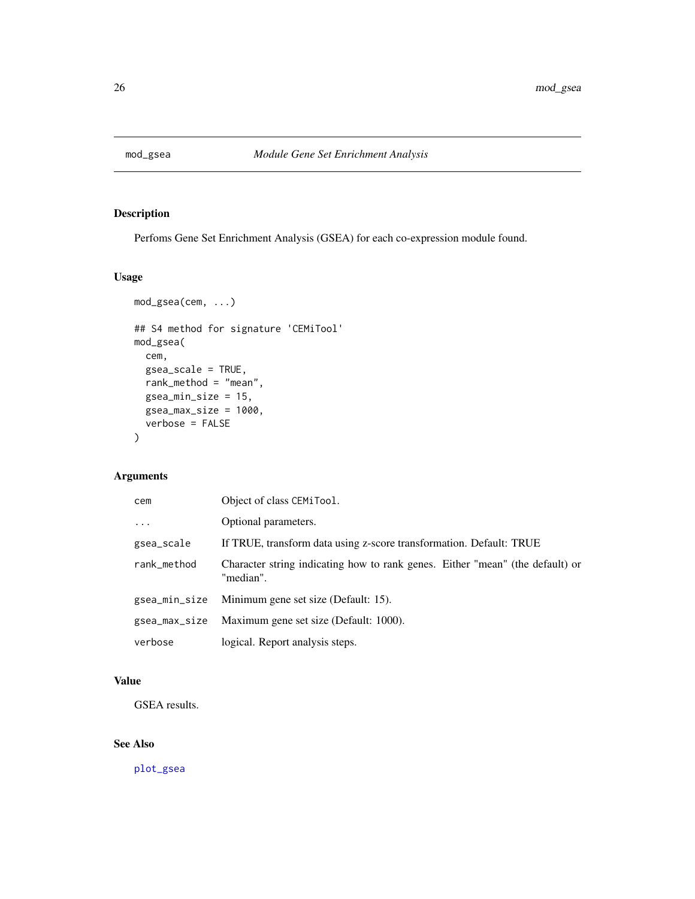# mod_gsea *Module Gene Set Enrichment Analysis*

## Description

Perfoms Gene Set Enrichment Analysis (GSEA) for each co-expression module found.

## Usage

```
mod_gsea(cem, ...)

## S4 method for signature 'CEMiTool'
mod_gsea(
  cem,
  gsea_scale = TRUE,
  rank_method = "mean",
  gsea_min_size = 15,
  gsea_max_size = 1000,
  verbose = FALSE
)
```

## Arguments

| | |
|---|---|
| `cem` | Object of class `CEMiTool`. |
| `...` | Optional parameters. |
| `gsea_scale` | If TRUE, transform data using z-score transformation. Default: TRUE |
| `rank_method` | Character string indicating how to rank genes. Either "mean" (the default) or "median". |
| `gsea_min_size` | Minimum gene set size (Default: 15). |
| `gsea_max_size` | Maximum gene set size (Default: 1000). |
| `verbose` | logical. Report analysis steps. |

## Value

GSEA results.

## See Also

`plot_gsea`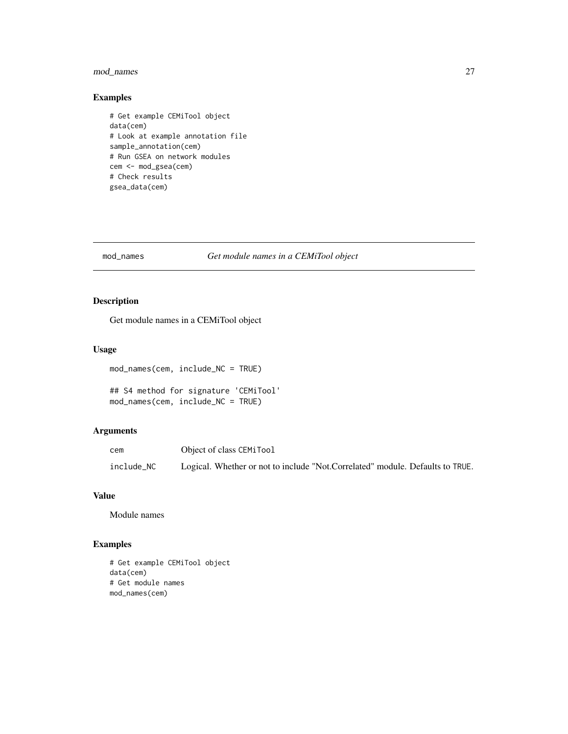## Examples

```
# Get example CEMiTool object
data(cem)
# Look at example annotation file
sample_annotation(cem)
# Run GSEA on network modules
cem <- mod_gsea(cem)
# Check results
gsea_data(cem)
```

---

# mod_names — *Get module names in a CEMiTool object*

## Description

Get module names in a CEMiTool object

## Usage

```
mod_names(cem, include_NC = TRUE)

## S4 method for signature 'CEMiTool'
mod_names(cem, include_NC = TRUE)
```

## Arguments

| | |
|---|---|
| cem | Object of class CEMiTool |
| include_NC | Logical. Whether or not to include "Not.Correlated" module. Defaults to TRUE. |

## Value

Module names

## Examples

```
# Get example CEMiTool object
data(cem)
# Get module names
mod_names(cem)
```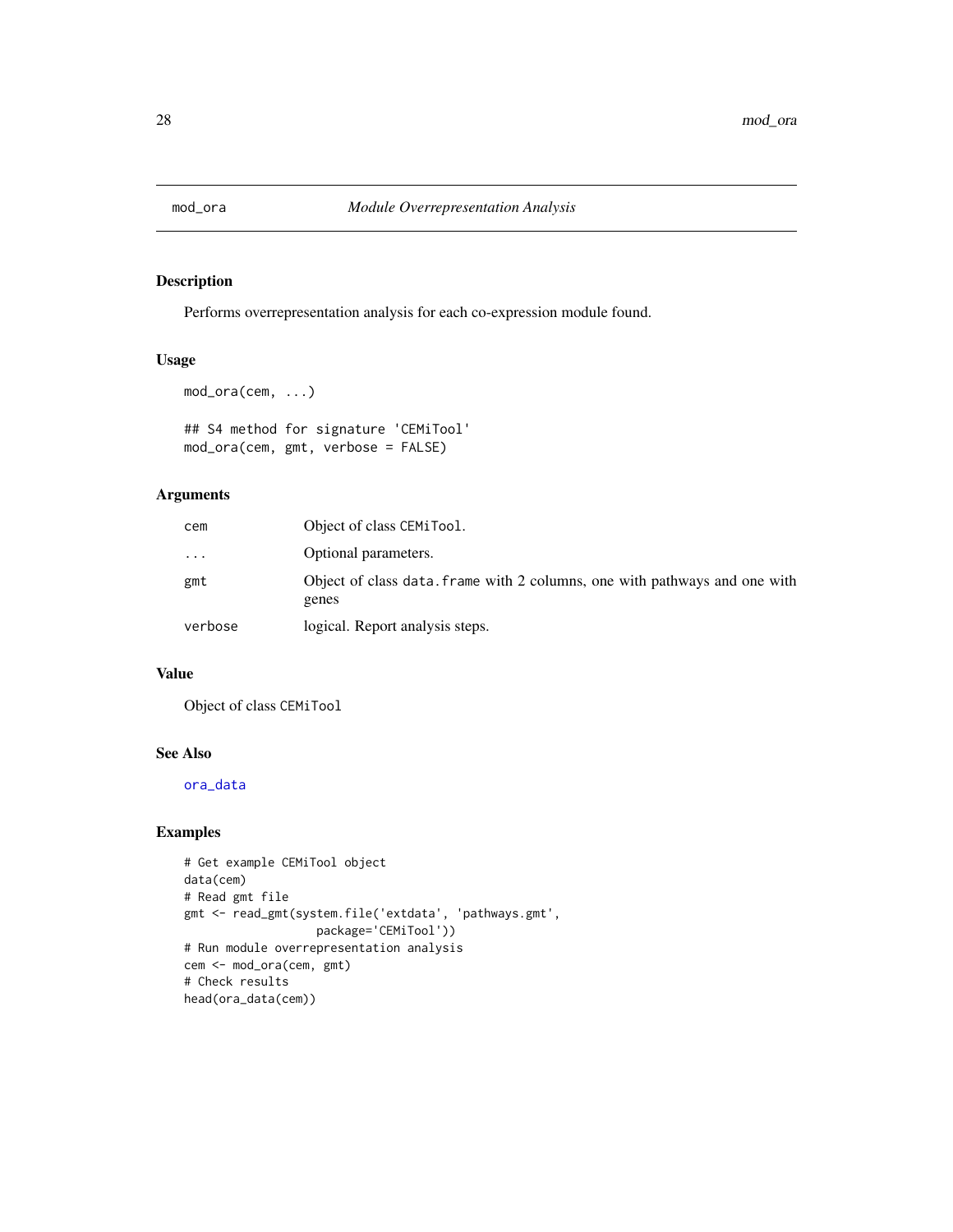# mod_ora — *Module Overrepresentation Analysis*

## Description

Performs overrepresentation analysis for each co-expression module found.

## Usage

```
mod_ora(cem, ...)

## S4 method for signature 'CEMiTool'
mod_ora(cem, gmt, verbose = FALSE)
```

## Arguments

| | |
|---|---|
| cem | Object of class `CEMiTool`. |
| ... | Optional parameters. |
| gmt | Object of class `data.frame` with 2 columns, one with pathways and one with genes |
| verbose | logical. Report analysis steps. |

## Value

Object of class `CEMiTool`

## See Also

`ora_data`

## Examples

```
# Get example CEMiTool object
data(cem)
# Read gmt file
gmt <- read_gmt(system.file('extdata', 'pathways.gmt',
                    package='CEMiTool'))
# Run module overrepresentation analysis
cem <- mod_ora(cem, gmt)
# Check results
head(ora_data(cem))
```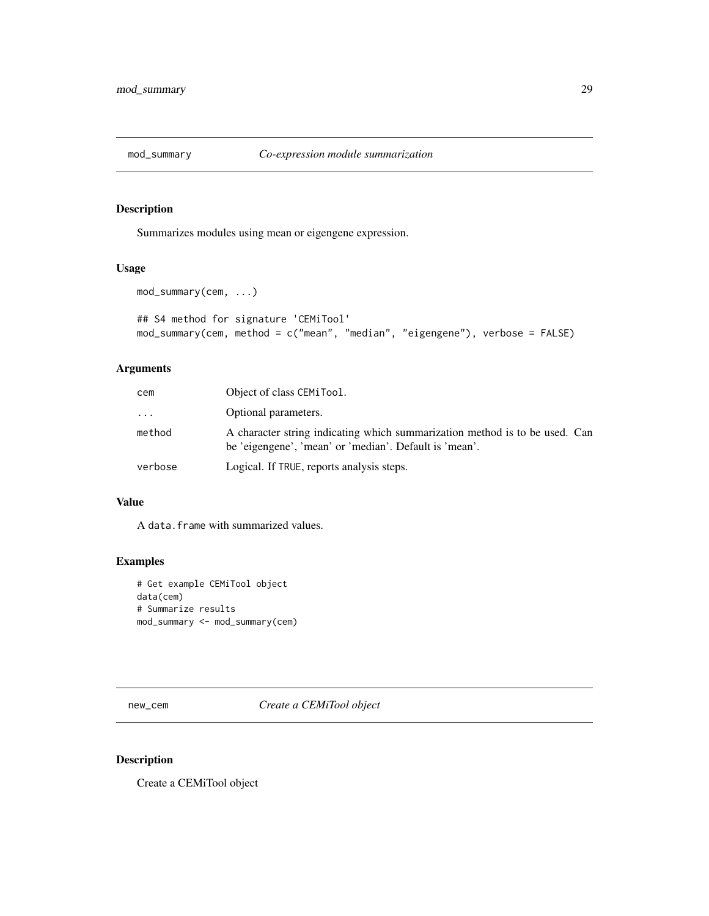## mod_summary *Co-expression module summarization*

### Description

Summarizes modules using mean or eigengene expression.

### Usage

```
mod_summary(cem, ...)

## S4 method for signature 'CEMiTool'
mod_summary(cem, method = c("mean", "median", "eigengene"), verbose = FALSE)
```

### Arguments

| | |
|---|---|
| cem | Object of class CEMiTool. |
| ... | Optional parameters. |
| method | A character string indicating which summarization method is to be used. Can be 'eigengene', 'mean' or 'median'. Default is 'mean'. |
| verbose | Logical. If TRUE, reports analysis steps. |

### Value

A data.frame with summarized values.

### Examples

```
# Get example CEMiTool object
data(cem)
# Summarize results
mod_summary <- mod_summary(cem)
```

## new_cem *Create a CEMiTool object*

### Description

Create a CEMiTool object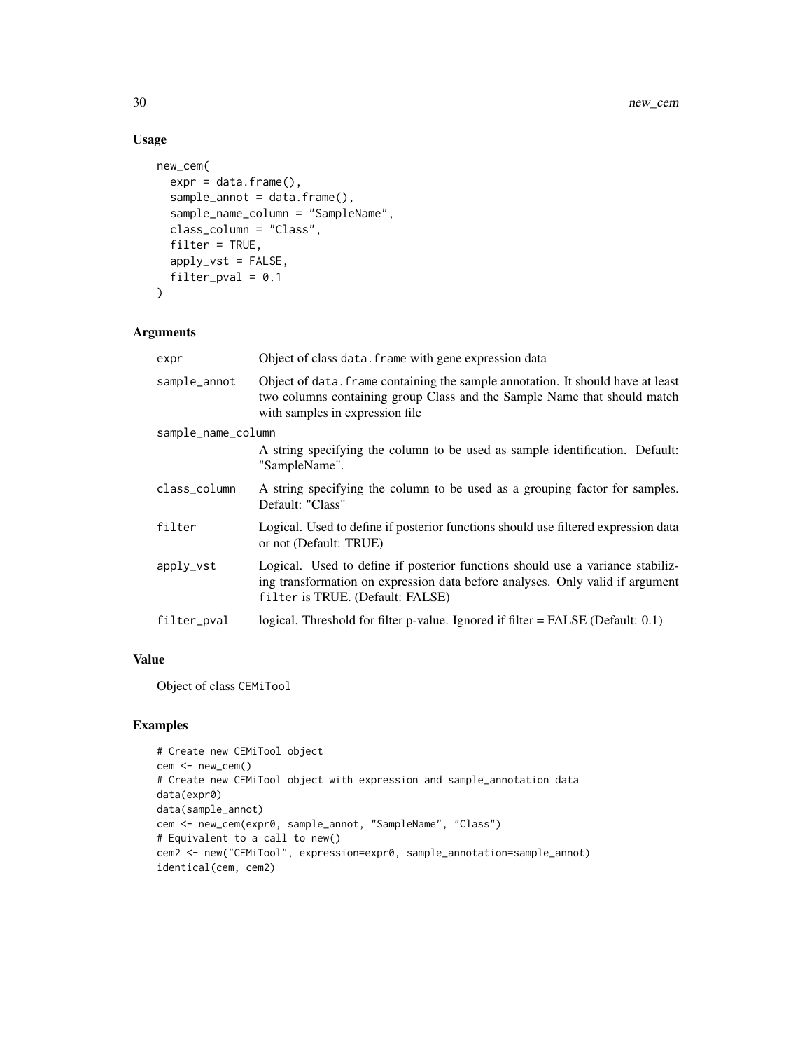## Usage

```
new_cem(
  expr = data.frame(),
  sample_annot = data.frame(),
  sample_name_column = "SampleName",
  class_column = "Class",
  filter = TRUE,
  apply_vst = FALSE,
  filter_pval = 0.1
)
```

## Arguments

| | |
|---|---|
| expr | Object of class data.frame with gene expression data |
| sample_annot | Object of data.frame containing the sample annotation. It should have at least two columns containing group Class and the Sample Name that should match with samples in expression file |
| sample_name_column | A string specifying the column to be used as sample identification. Default: "SampleName". |
| class_column | A string specifying the column to be used as a grouping factor for samples. Default: "Class" |
| filter | Logical. Used to define if posterior functions should use filtered expression data or not (Default: TRUE) |
| apply_vst | Logical. Used to define if posterior functions should use a variance stabilizing transformation on expression data before analyses. Only valid if argument filter is TRUE. (Default: FALSE) |
| filter_pval | logical. Threshold for filter p-value. Ignored if filter = FALSE (Default: 0.1) |

## Value

Object of class CEMiTool

## Examples

```
# Create new CEMiTool object
cem <- new_cem()
# Create new CEMiTool object with expression and sample_annotation data
data(expr0)
data(sample_annot)
cem <- new_cem(expr0, sample_annot, "SampleName", "Class")
# Equivalent to a call to new()
cem2 <- new("CEMiTool", expression=expr0, sample_annotation=sample_annot)
identical(cem, cem2)
```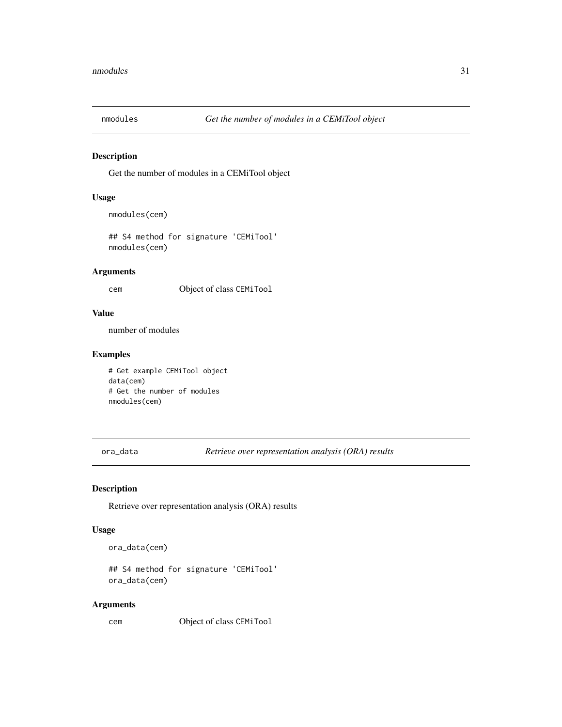## nmodules — *Get the number of modules in a CEMiTool object*

### Description

Get the number of modules in a CEMiTool object

### Usage

```
nmodules(cem)

## S4 method for signature 'CEMiTool'
nmodules(cem)
```

### Arguments

| | |
|---|---|
| cem | Object of class CEMiTool |

### Value

number of modules

### Examples

```
# Get example CEMiTool object
data(cem)
# Get the number of modules
nmodules(cem)
```

## ora_data — *Retrieve over representation analysis (ORA) results*

### Description

Retrieve over representation analysis (ORA) results

### Usage

```
ora_data(cem)

## S4 method for signature 'CEMiTool'
ora_data(cem)
```

### Arguments

| | |
|---|---|
| cem | Object of class CEMiTool |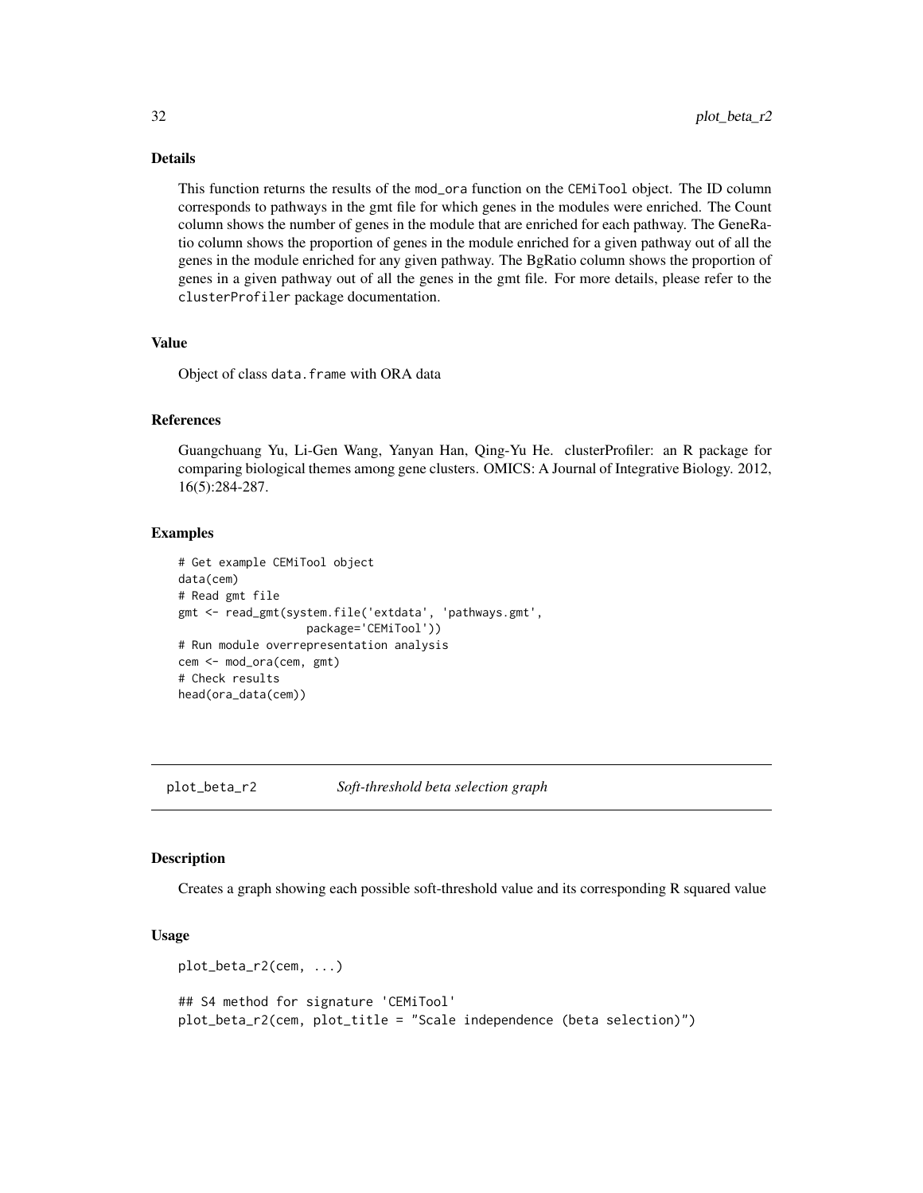## Details

This function returns the results of the mod_ora function on the CEMiTool object. The ID column corresponds to pathways in the gmt file for which genes in the modules were enriched. The Count column shows the number of genes in the module that are enriched for each pathway. The GeneRatio column shows the proportion of genes in the module enriched for a given pathway out of all the genes in the module enriched for any given pathway. The BgRatio column shows the proportion of genes in a given pathway out of all the genes in the gmt file. For more details, please refer to the clusterProfiler package documentation.

## Value

Object of class data.frame with ORA data

## References

Guangchuang Yu, Li-Gen Wang, Yanyan Han, Qing-Yu He. clusterProfiler: an R package for comparing biological themes among gene clusters. OMICS: A Journal of Integrative Biology. 2012, 16(5):284-287.

## Examples

```
# Get example CEMiTool object
data(cem)
# Read gmt file
gmt <- read_gmt(system.file('extdata', 'pathways.gmt',
                package='CEMiTool'))
# Run module overrepresentation analysis
cem <- mod_ora(cem, gmt)
# Check results
head(ora_data(cem))
```

# plot_beta_r2 — *Soft-threshold beta selection graph*

## Description

Creates a graph showing each possible soft-threshold value and its corresponding R squared value

## Usage

```
plot_beta_r2(cem, ...)

## S4 method for signature 'CEMiTool'
plot_beta_r2(cem, plot_title = "Scale independence (beta selection)")
```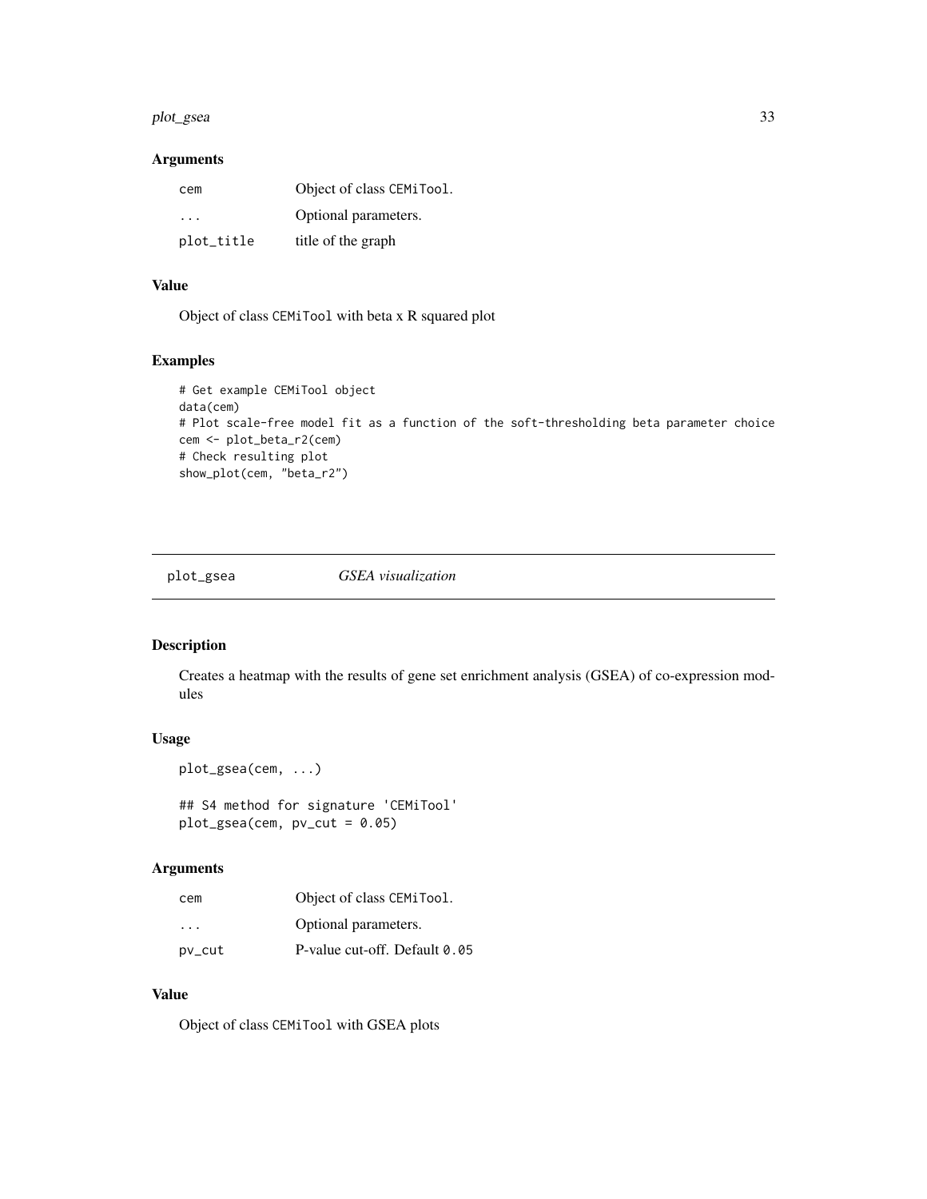## Arguments

| | |
|---|---|
| cem | Object of class CEMiTool. |
| ... | Optional parameters. |
| plot_title | title of the graph |

## Value

Object of class CEMiTool with beta x R squared plot

## Examples

```
# Get example CEMiTool object
data(cem)
# Plot scale-free model fit as a function of the soft-thresholding beta parameter choice
cem <- plot_beta_r2(cem)
# Check resulting plot
show_plot(cem, "beta_r2")
```

---

# plot_gsea *GSEA visualization*

---

## Description

Creates a heatmap with the results of gene set enrichment analysis (GSEA) of co-expression modules

## Usage

```
plot_gsea(cem, ...)

## S4 method for signature 'CEMiTool'
plot_gsea(cem, pv_cut = 0.05)
```

## Arguments

| | |
|---|---|
| cem | Object of class CEMiTool. |
| ... | Optional parameters. |
| pv_cut | P-value cut-off. Default 0.05 |

## Value

Object of class CEMiTool with GSEA plots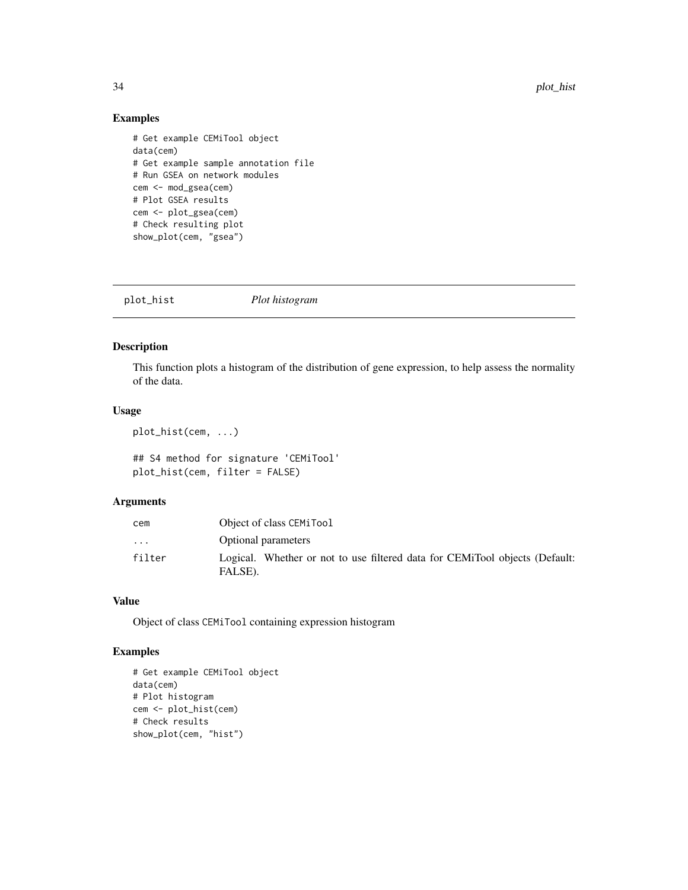## Examples

```
# Get example CEMiTool object
data(cem)
# Get example sample annotation file
# Run GSEA on network modules
cem <- mod_gsea(cem)
# Plot GSEA results
cem <- plot_gsea(cem)
# Check resulting plot
show_plot(cem, "gsea")
```

---

# plot_hist    *Plot histogram*

---

## Description

This function plots a histogram of the distribution of gene expression, to help assess the normality of the data.

## Usage

```
plot_hist(cem, ...)

## S4 method for signature 'CEMiTool'
plot_hist(cem, filter = FALSE)
```

## Arguments

| | |
|---|---|
| cem | Object of class CEMiTool |
| ... | Optional parameters |
| filter | Logical. Whether or not to use filtered data for CEMiTool objects (Default: FALSE). |

## Value

Object of class CEMiTool containing expression histogram

## Examples

```
# Get example CEMiTool object
data(cem)
# Plot histogram
cem <- plot_hist(cem)
# Check results
show_plot(cem, "hist")
```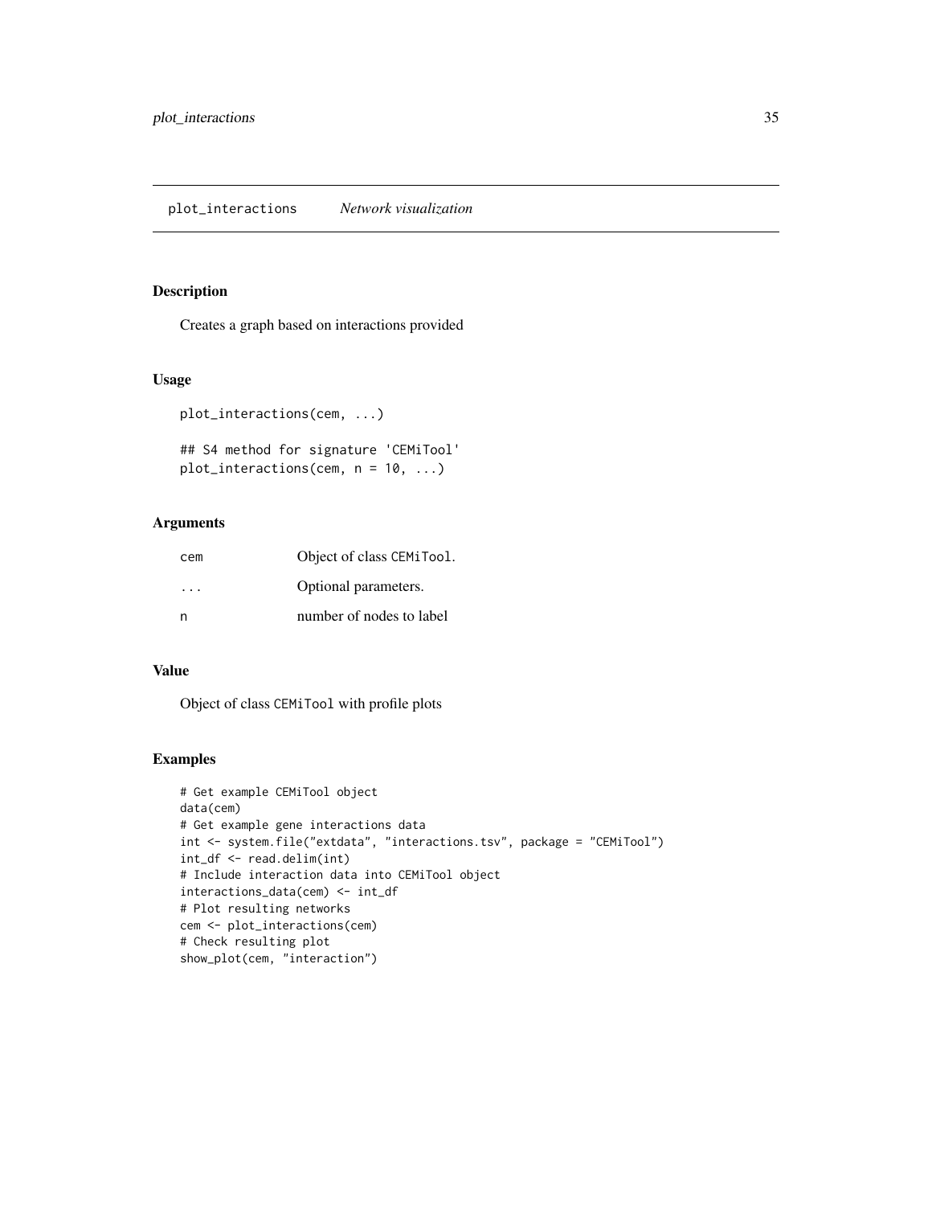## plot_interactions *Network visualization*

### Description

Creates a graph based on interactions provided

### Usage

```
plot_interactions(cem, ...)

## S4 method for signature 'CEMiTool'
plot_interactions(cem, n = 10, ...)
```

### Arguments

| | |
|---|---|
| cem | Object of class CEMiTool. |
| ... | Optional parameters. |
| n | number of nodes to label |

### Value

Object of class CEMiTool with profile plots

### Examples

```
# Get example CEMiTool object
data(cem)
# Get example gene interactions data
int <- system.file("extdata", "interactions.tsv", package = "CEMiTool")
int_df <- read.delim(int)
# Include interaction data into CEMiTool object
interactions_data(cem) <- int_df
# Plot resulting networks
cem <- plot_interactions(cem)
# Check resulting plot
show_plot(cem, "interaction")
```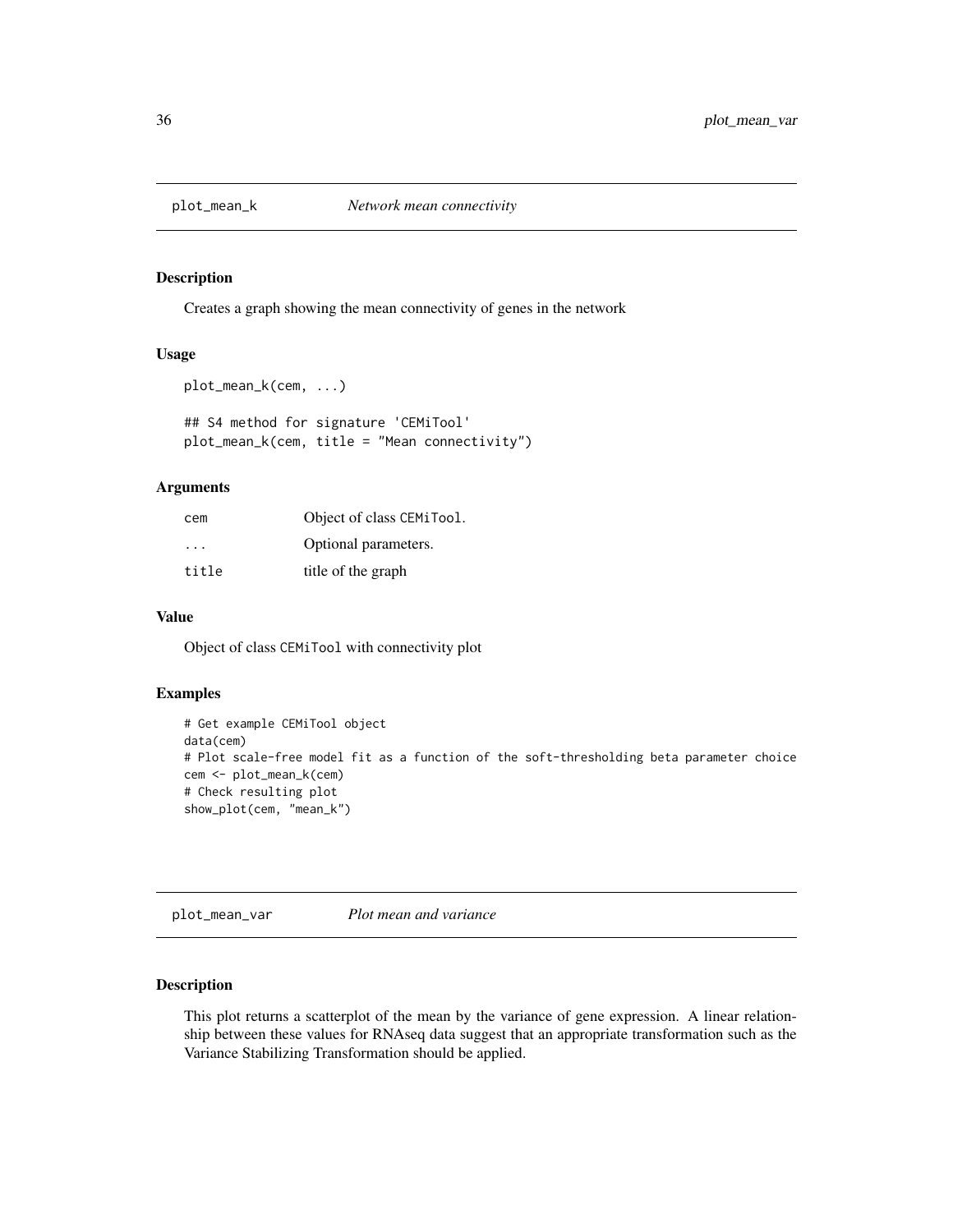## plot_mean_k *Network mean connectivity*

### Description

Creates a graph showing the mean connectivity of genes in the network

### Usage

```
plot_mean_k(cem, ...)

## S4 method for signature 'CEMiTool'
plot_mean_k(cem, title = "Mean connectivity")
```

### Arguments

| | |
|---|---|
| cem | Object of class CEMiTool. |
| ... | Optional parameters. |
| title | title of the graph |

### Value

Object of class CEMiTool with connectivity plot

### Examples

```
# Get example CEMiTool object
data(cem)
# Plot scale-free model fit as a function of the soft-thresholding beta parameter choice
cem <- plot_mean_k(cem)
# Check resulting plot
show_plot(cem, "mean_k")
```

## plot_mean_var *Plot mean and variance*

### Description

This plot returns a scatterplot of the mean by the variance of gene expression. A linear relationship between these values for RNAseq data suggest that an appropriate transformation such as the Variance Stabilizing Transformation should be applied.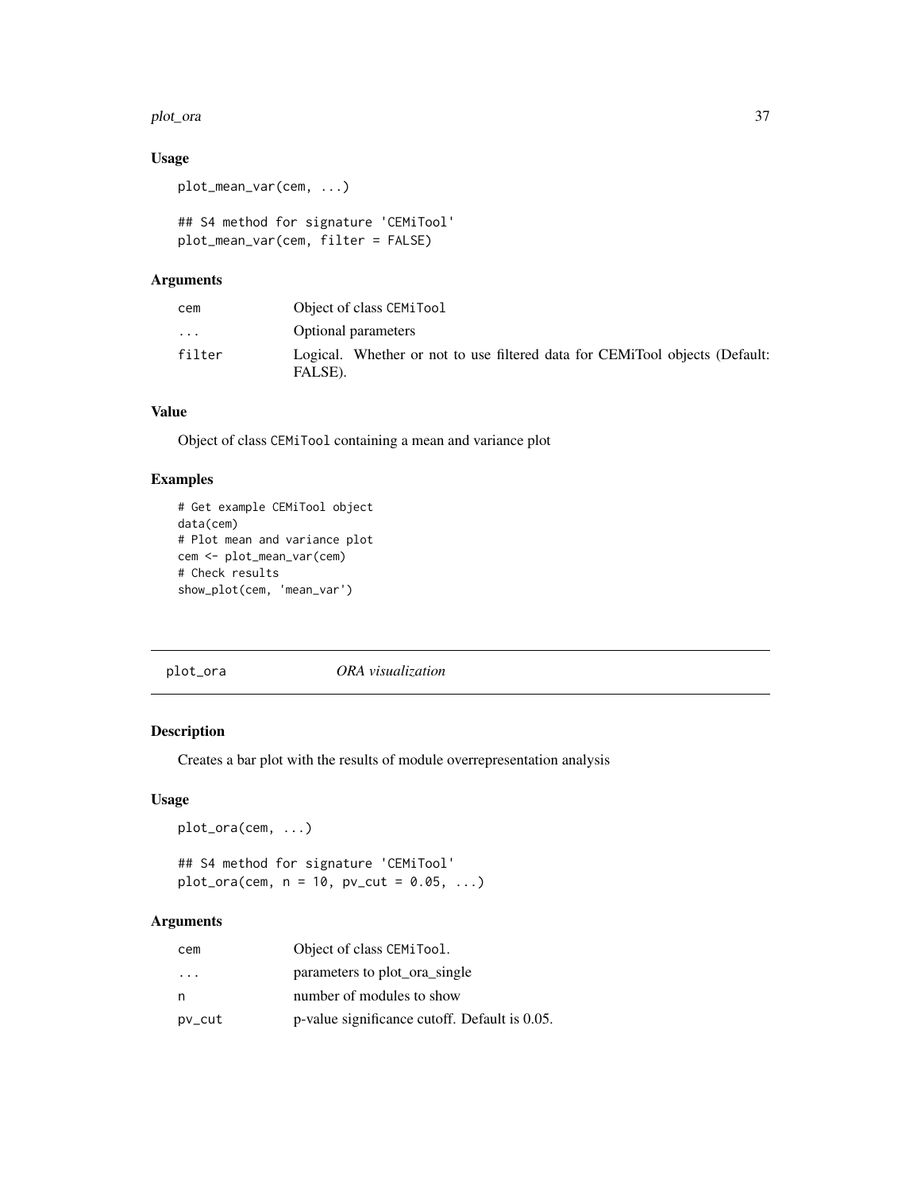### Usage

```
plot_mean_var(cem, ...)

## S4 method for signature 'CEMiTool'
plot_mean_var(cem, filter = FALSE)
```

### Arguments

| | |
|---|---|
| cem | Object of class CEMiTool |
| ... | Optional parameters |
| filter | Logical. Whether or not to use filtered data for CEMiTool objects (Default: FALSE). |

### Value

Object of class CEMiTool containing a mean and variance plot

### Examples

```
# Get example CEMiTool object
data(cem)
# Plot mean and variance plot
cem <- plot_mean_var(cem)
# Check results
show_plot(cem, 'mean_var')
```

---

## plot_ora — *ORA visualization*

### Description

Creates a bar plot with the results of module overrepresentation analysis

### Usage

```
plot_ora(cem, ...)

## S4 method for signature 'CEMiTool'
plot_ora(cem, n = 10, pv_cut = 0.05, ...)
```

### Arguments

| | |
|---|---|
| cem | Object of class CEMiTool. |
| ... | parameters to plot_ora_single |
| n | number of modules to show |
| pv_cut | p-value significance cutoff. Default is 0.05. |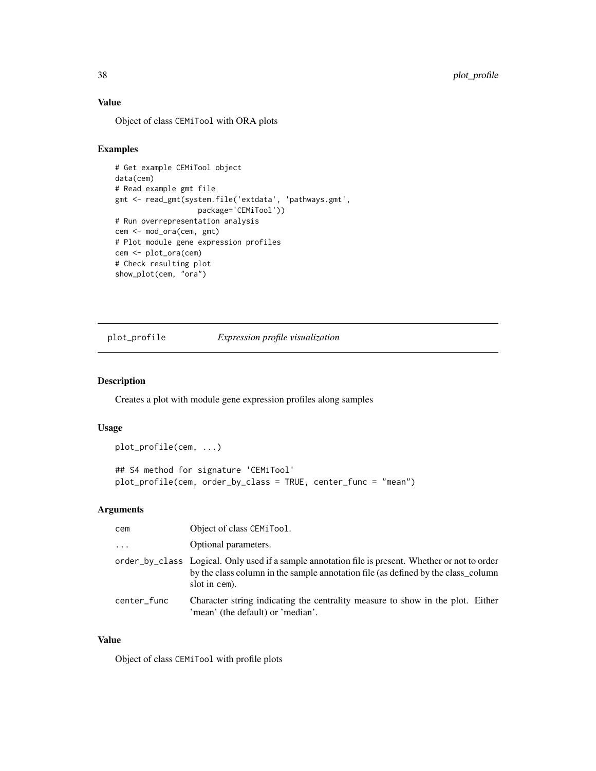### Value

Object of class CEMiTool with ORA plots

### Examples

```
# Get example CEMiTool object
data(cem)
# Read example gmt file
gmt <- read_gmt(system.file('extdata', 'pathways.gmt',
                 package='CEMiTool'))
# Run overrepresentation analysis
cem <- mod_ora(cem, gmt)
# Plot module gene expression profiles
cem <- plot_ora(cem)
# Check resulting plot
show_plot(cem, "ora")
```

---

## plot_profile — *Expression profile visualization*

### Description

Creates a plot with module gene expression profiles along samples

### Usage

```
plot_profile(cem, ...)

## S4 method for signature 'CEMiTool'
plot_profile(cem, order_by_class = TRUE, center_func = "mean")
```

### Arguments

| | |
|---|---|
| cem | Object of class CEMiTool. |
| ... | Optional parameters. |
| order_by_class | Logical. Only used if a sample annotation file is present. Whether or not to order by the class column in the sample annotation file (as defined by the class_column slot in cem). |
| center_func | Character string indicating the centrality measure to show in the plot. Either 'mean' (the default) or 'median'. |

### Value

Object of class CEMiTool with profile plots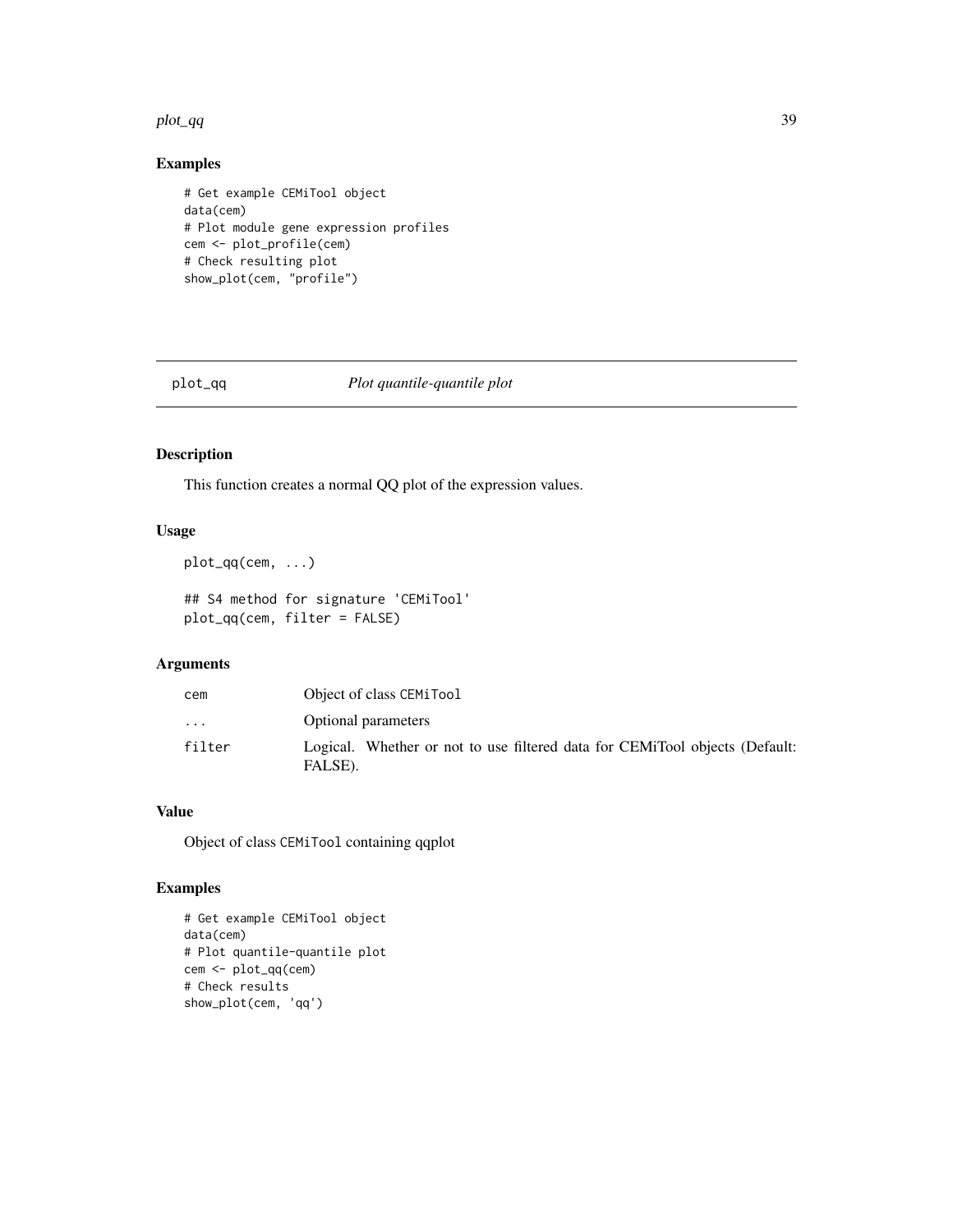## Examples

```
# Get example CEMiTool object
data(cem)
# Plot module gene expression profiles
cem <- plot_profile(cem)
# Check resulting plot
show_plot(cem, "profile")
```

---

# plot_qq — *Plot quantile-quantile plot*

### Description

This function creates a normal QQ plot of the expression values.

### Usage

```
plot_qq(cem, ...)

## S4 method for signature 'CEMiTool'
plot_qq(cem, filter = FALSE)
```

### Arguments

| | |
|---|---|
| cem | Object of class CEMiTool |
| ... | Optional parameters |
| filter | Logical. Whether or not to use filtered data for CEMiTool objects (Default: FALSE). |

### Value

Object of class CEMiTool containing qqplot

### Examples

```
# Get example CEMiTool object
data(cem)
# Plot quantile-quantile plot
cem <- plot_qq(cem)
# Check results
show_plot(cem, 'qq')
```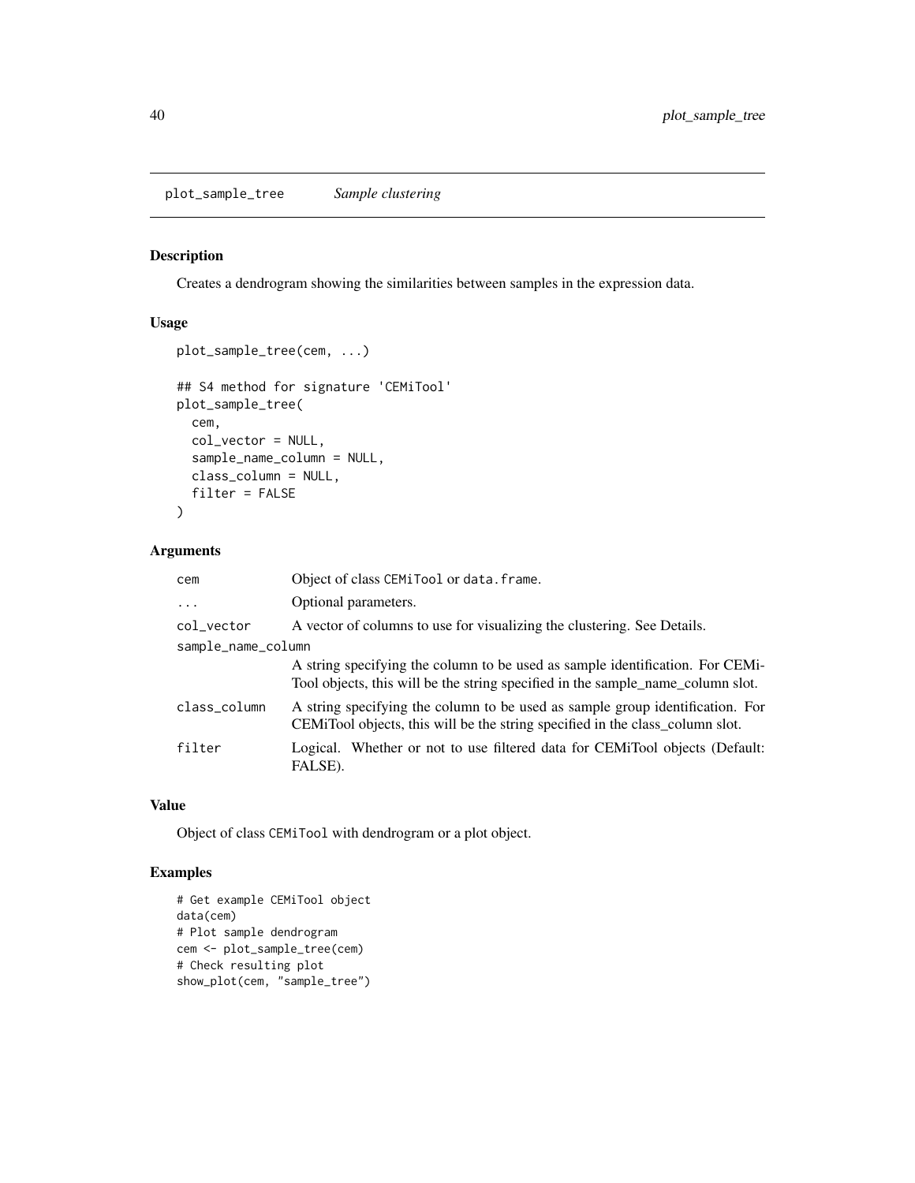plot_sample_tree    *Sample clustering*

## Description

Creates a dendrogram showing the similarities between samples in the expression data.

## Usage

```
plot_sample_tree(cem, ...)

## S4 method for signature 'CEMiTool'
plot_sample_tree(
  cem,
  col_vector = NULL,
  sample_name_column = NULL,
  class_column = NULL,
  filter = FALSE
)
```

## Arguments

| | |
|---|---|
| cem | Object of class CEMiTool or data.frame. |
| ... | Optional parameters. |
| col_vector | A vector of columns to use for visualizing the clustering. See Details. |
| sample_name_column | A string specifying the column to be used as sample identification. For CEMiTool objects, this will be the string specified in the sample_name_column slot. |
| class_column | A string specifying the column to be used as sample group identification. For CEMiTool objects, this will be the string specified in the class_column slot. |
| filter | Logical. Whether or not to use filtered data for CEMiTool objects (Default: FALSE). |

## Value

Object of class CEMiTool with dendrogram or a plot object.

## Examples

```
# Get example CEMiTool object
data(cem)
# Plot sample dendrogram
cem <- plot_sample_tree(cem)
# Check resulting plot
show_plot(cem, "sample_tree")
```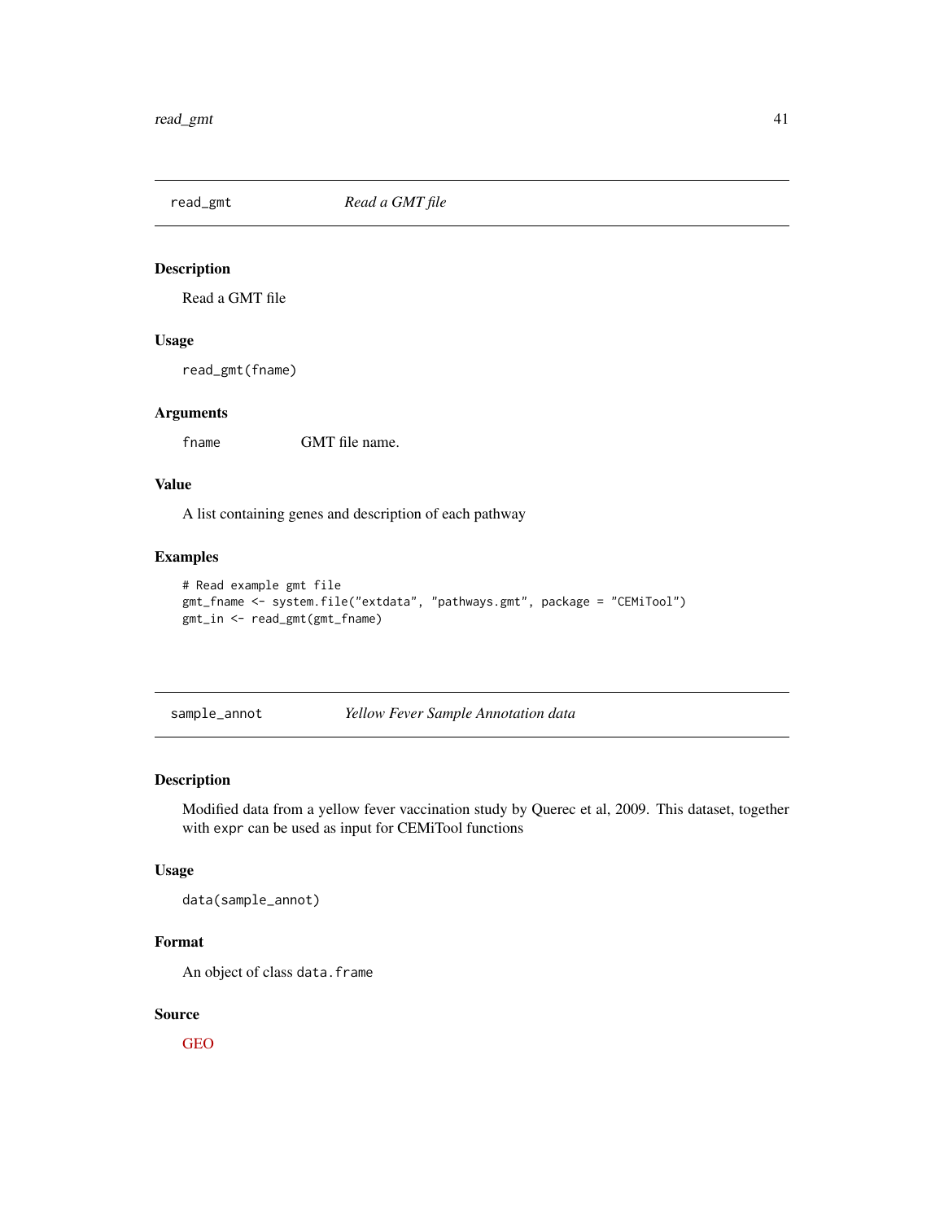## read_gmt — *Read a GMT file*

### Description

Read a GMT file

### Usage

```
read_gmt(fname)
```

### Arguments

| | |
|---|---|
| fname | GMT file name. |

### Value

A list containing genes and description of each pathway

### Examples

```
# Read example gmt file
gmt_fname <- system.file("extdata", "pathways.gmt", package = "CEMiTool")
gmt_in <- read_gmt(gmt_fname)
```

## sample_annot — *Yellow Fever Sample Annotation data*

### Description

Modified data from a yellow fever vaccination study by Querec et al, 2009. This dataset, together with `expr` can be used as input for CEMiTool functions

### Usage

```
data(sample_annot)
```

### Format

An object of class `data.frame`

### Source

GEO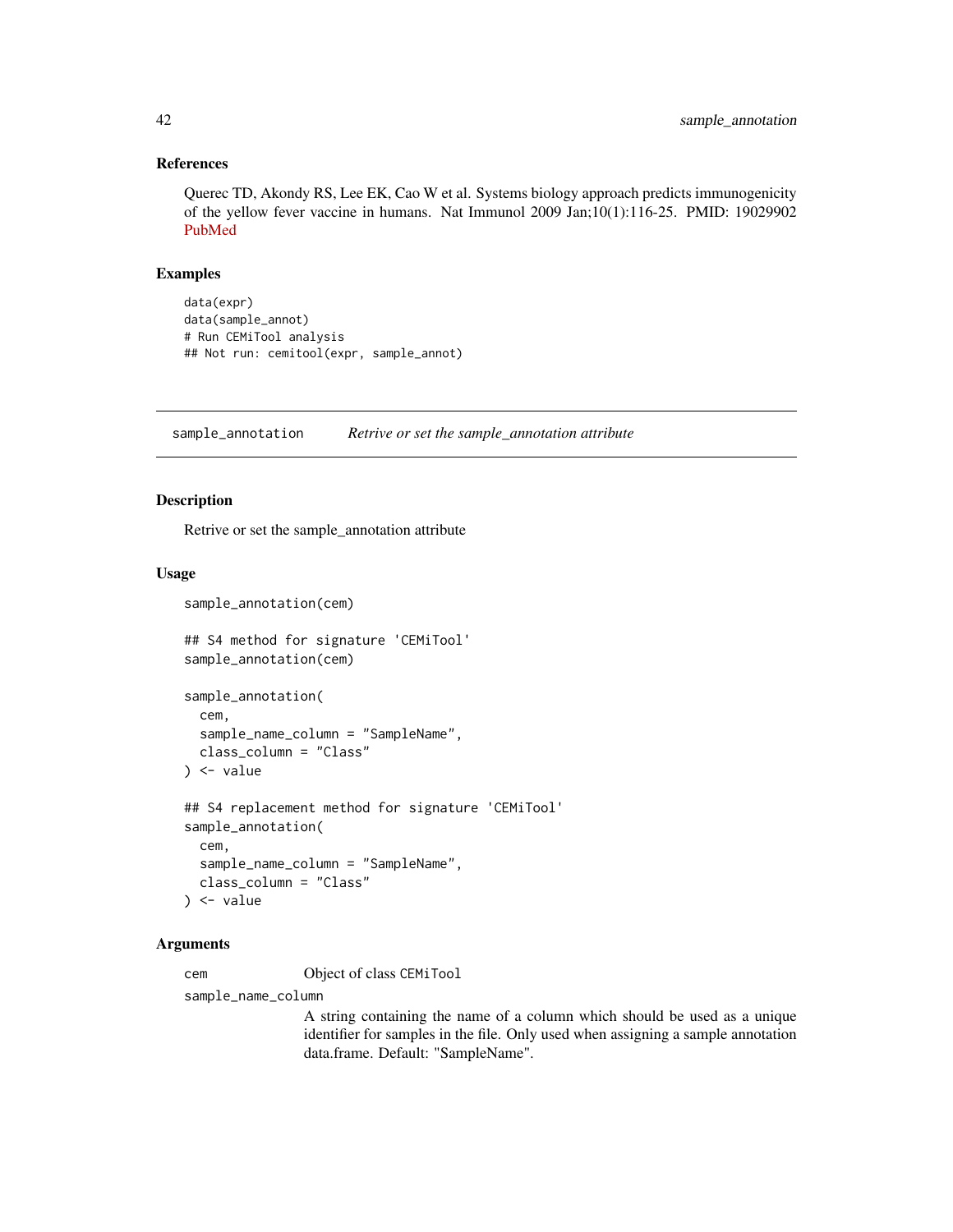### References

Querec TD, Akondy RS, Lee EK, Cao W et al. Systems biology approach predicts immunogenicity of the yellow fever vaccine in humans. Nat Immunol 2009 Jan;10(1):116-25. PMID: 19029902 PubMed

### Examples

```
data(expr)
data(sample_annot)
# Run CEMiTool analysis
## Not run: cemitool(expr, sample_annot)
```

---

## sample_annotation    *Retrive or set the sample_annotation attribute*

---

### Description

Retrive or set the sample_annotation attribute

### Usage

```
sample_annotation(cem)

## S4 method for signature 'CEMiTool'
sample_annotation(cem)

sample_annotation(
  cem,
  sample_name_column = "SampleName",
  class_column = "Class"
) <- value

## S4 replacement method for signature 'CEMiTool'
sample_annotation(
  cem,
  sample_name_column = "SampleName",
  class_column = "Class"
) <- value
```

### Arguments

`cem` Object of class `CEMiTool`

`sample_name_column`
A string containing the name of a column which should be used as a unique identifier for samples in the file. Only used when assigning a sample annotation data.frame. Default: "SampleName".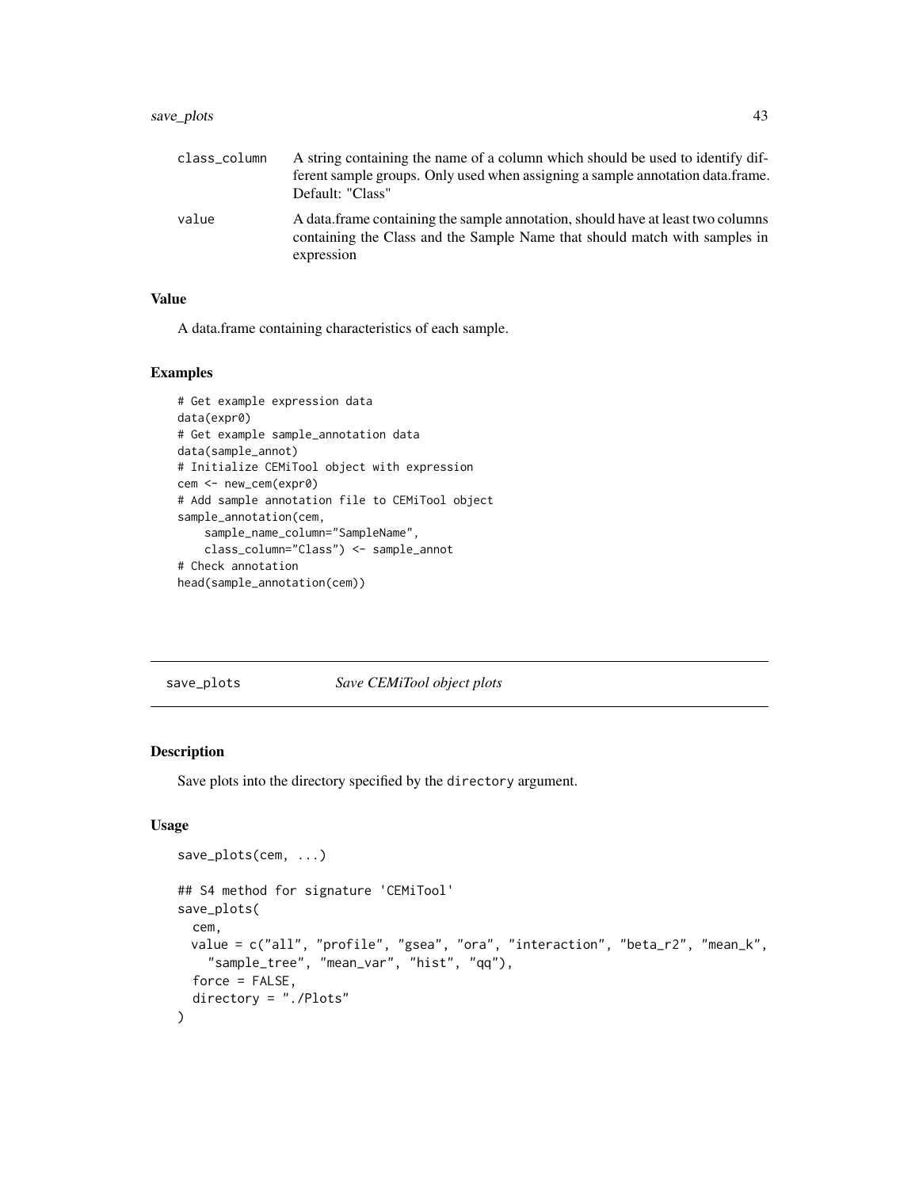| | |
|---|---|
| class_column | A string containing the name of a column which should be used to identify different sample groups. Only used when assigning a sample annotation data.frame. Default: "Class" |
| value | A data.frame containing the sample annotation, should have at least two columns containing the Class and the Sample Name that should match with samples in expression |

### Value

A data.frame containing characteristics of each sample.

### Examples

```
# Get example expression data
data(expr0)
# Get example sample_annotation data
data(sample_annot)
# Initialize CEMiTool object with expression
cem <- new_cem(expr0)
# Add sample annotation file to CEMiTool object
sample_annotation(cem,
    sample_name_column="SampleName",
    class_column="Class") <- sample_annot
# Check annotation
head(sample_annotation(cem))
```

---

## save_plots *Save CEMiTool object plots*

### Description

Save plots into the directory specified by the directory argument.

### Usage

```
save_plots(cem, ...)

## S4 method for signature 'CEMiTool'
save_plots(
  cem,
  value = c("all", "profile", "gsea", "ora", "interaction", "beta_r2", "mean_k",
    "sample_tree", "mean_var", "hist", "qq"),
  force = FALSE,
  directory = "./Plots"
)
```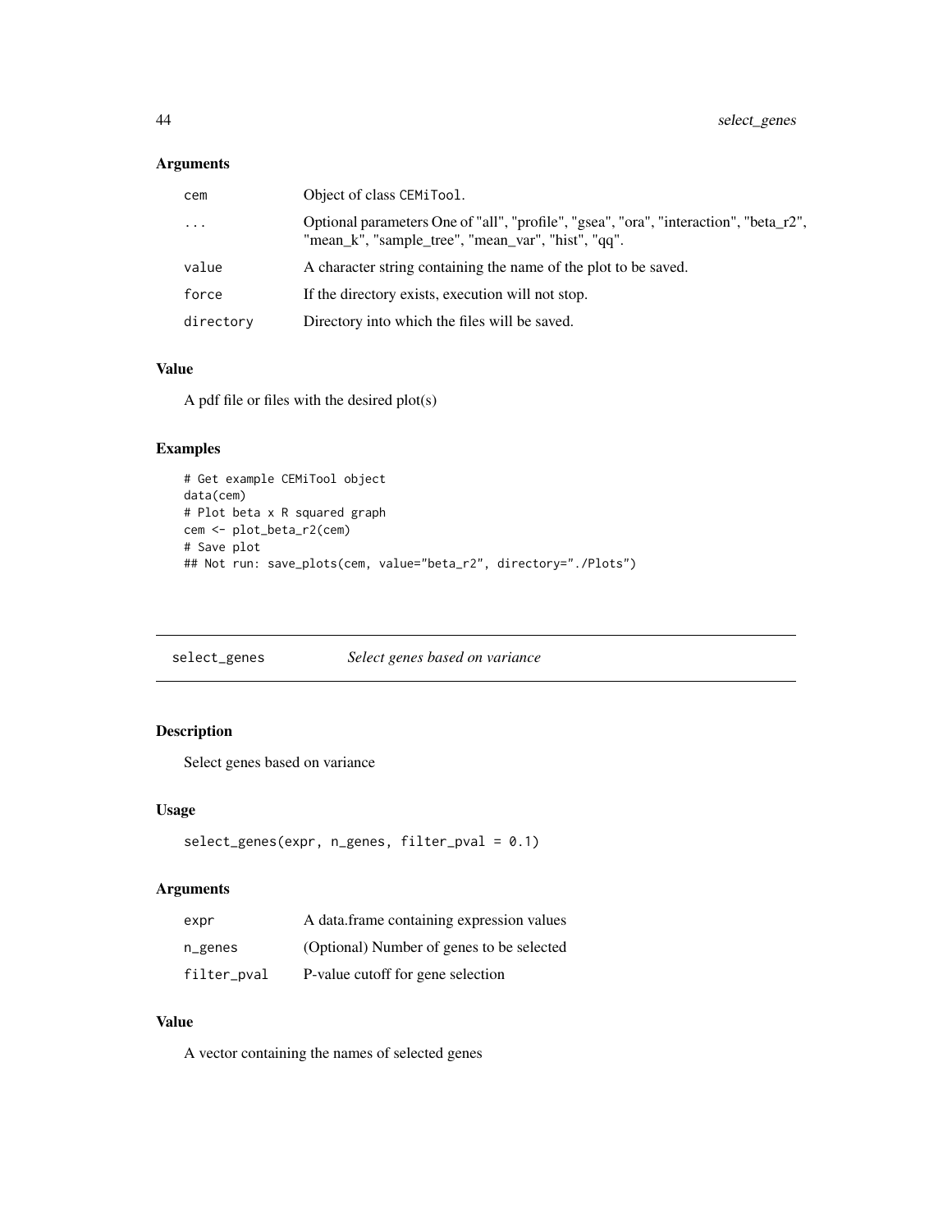### Arguments

| | |
|---|---|
| cem | Object of class CEMiTool. |
| ... | Optional parameters One of "all", "profile", "gsea", "ora", "interaction", "beta_r2", "mean_k", "sample_tree", "mean_var", "hist", "qq". |
| value | A character string containing the name of the plot to be saved. |
| force | If the directory exists, execution will not stop. |
| directory | Directory into which the files will be saved. |

### Value

A pdf file or files with the desired plot(s)

### Examples

```
# Get example CEMiTool object
data(cem)
# Plot beta x R squared graph
cem <- plot_beta_r2(cem)
# Save plot
## Not run: save_plots(cem, value="beta_r2", directory="./Plots")
```

---

## select_genes *Select genes based on variance*

### Description

Select genes based on variance

### Usage

```
select_genes(expr, n_genes, filter_pval = 0.1)
```

### Arguments

| | |
|---|---|
| expr | A data.frame containing expression values |
| n_genes | (Optional) Number of genes to be selected |
| filter_pval | P-value cutoff for gene selection |

### Value

A vector containing the names of selected genes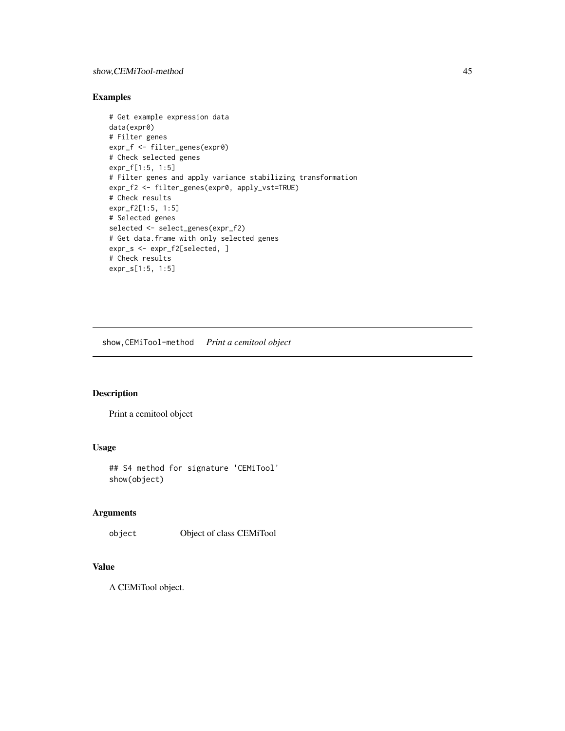## Examples

```
# Get example expression data
data(expr0)
# Filter genes
expr_f <- filter_genes(expr0)
# Check selected genes
expr_f[1:5, 1:5]
# Filter genes and apply variance stabilizing transformation
expr_f2 <- filter_genes(expr0, apply_vst=TRUE)
# Check results
expr_f2[1:5, 1:5]
# Selected genes
selected <- select_genes(expr_f2)
# Get data.frame with only selected genes
expr_s <- expr_f2[selected, ]
# Check results
expr_s[1:5, 1:5]
```

---

# show,CEMiTool-method    *Print a cemitool object*

---

## Description

Print a cemitool object

## Usage

```
## S4 method for signature 'CEMiTool'
show(object)
```

## Arguments

| | |
|---|---|
| object | Object of class CEMiTool |

## Value

A CEMiTool object.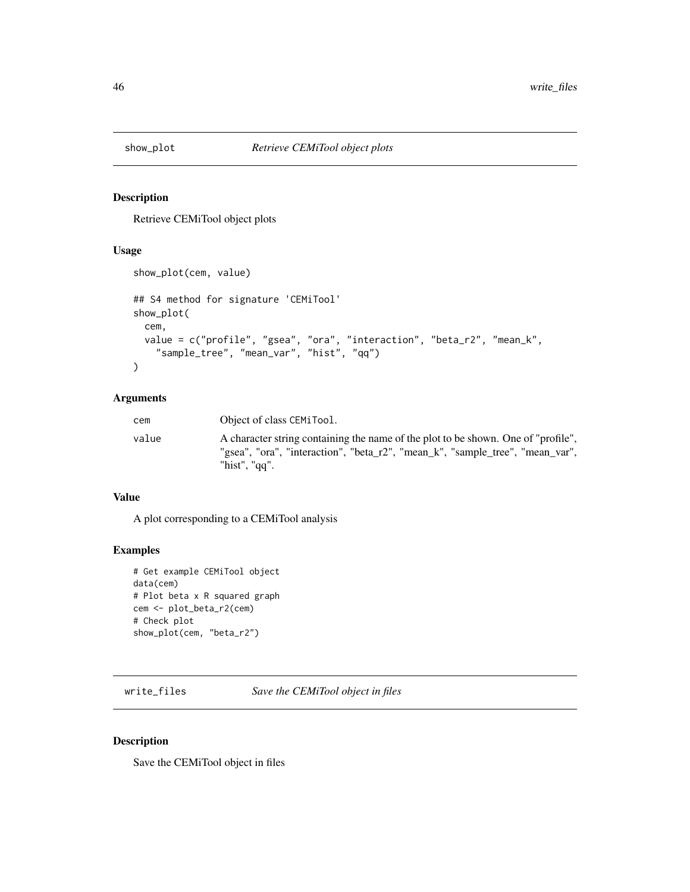## show_plot *Retrieve CEMiTool object plots*

### Description

Retrieve CEMiTool object plots

### Usage

```
show_plot(cem, value)

## S4 method for signature 'CEMiTool'
show_plot(
  cem,
  value = c("profile", "gsea", "ora", "interaction", "beta_r2", "mean_k",
    "sample_tree", "mean_var", "hist", "qq")
)
```

### Arguments

| | |
|---|---|
| cem | Object of class CEMiTool. |
| value | A character string containing the name of the plot to be shown. One of "profile", "gsea", "ora", "interaction", "beta_r2", "mean_k", "sample_tree", "mean_var", "hist", "qq". |

### Value

A plot corresponding to a CEMiTool analysis

### Examples

```
# Get example CEMiTool object
data(cem)
# Plot beta x R squared graph
cem <- plot_beta_r2(cem)
# Check plot
show_plot(cem, "beta_r2")
```

## write_files *Save the CEMiTool object in files*

### Description

Save the CEMiTool object in files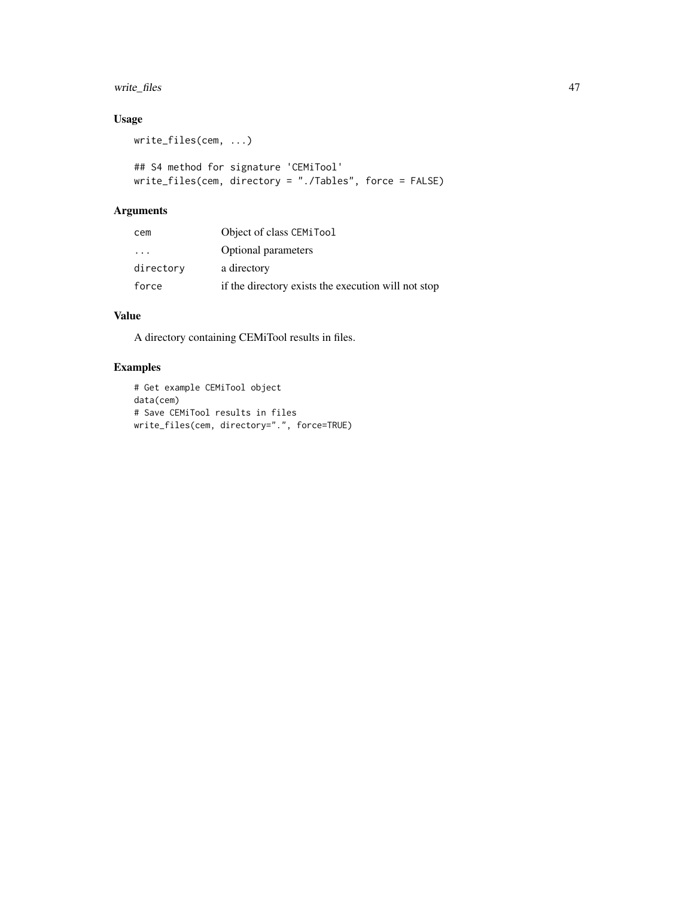## Usage

```
write_files(cem, ...)

## S4 method for signature 'CEMiTool'
write_files(cem, directory = "./Tables", force = FALSE)
```

## Arguments

| | |
|---|---|
| cem | Object of class CEMiTool |
| ... | Optional parameters |
| directory | a directory |
| force | if the directory exists the execution will not stop |

## Value

A directory containing CEMiTool results in files.

## Examples

```
# Get example CEMiTool object
data(cem)
# Save CEMiTool results in files
write_files(cem, directory=".", force=TRUE)
```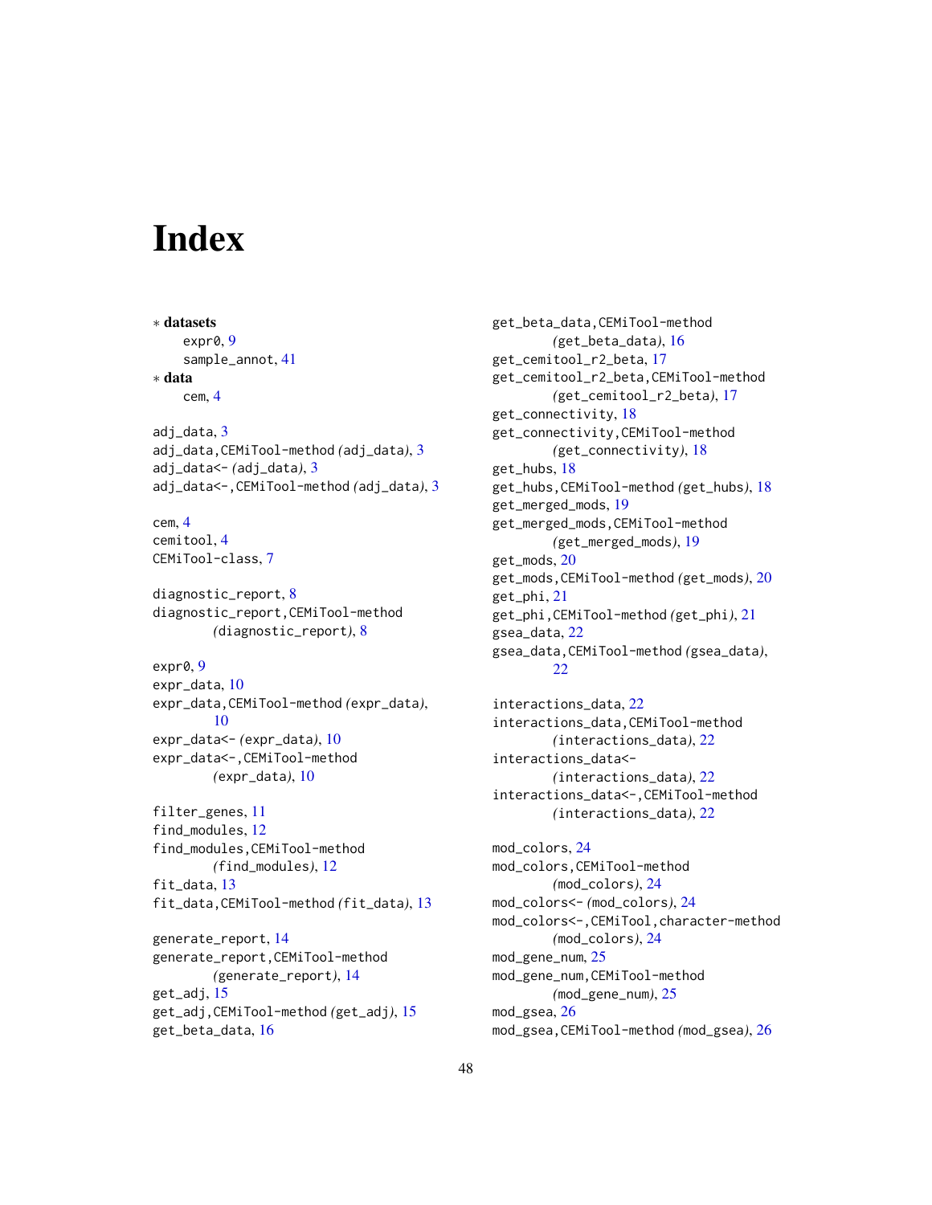# Index

∗ **datasets**
- expr0, 9
- sample_annot, 41

∗ **data**
- cem, 4

adj_data, 3
adj_data,CEMiTool-method *(*adj_data*)*, 3
adj_data<- *(*adj_data*)*, 3
adj_data<-,CEMiTool-method *(*adj_data*)*, 3

cem, 4
cemitool, 4
CEMiTool-class, 7

diagnostic_report, 8
diagnostic_report,CEMiTool-method *(*diagnostic_report*)*, 8

expr0, 9
expr_data, 10
expr_data,CEMiTool-method *(*expr_data*)*, 10
expr_data<- *(*expr_data*)*, 10
expr_data<-,CEMiTool-method *(*expr_data*)*, 10

filter_genes, 11
find_modules, 12
find_modules,CEMiTool-method *(*find_modules*)*, 12
fit_data, 13
fit_data,CEMiTool-method *(*fit_data*)*, 13

generate_report, 14
generate_report,CEMiTool-method *(*generate_report*)*, 14
get_adj, 15
get_adj,CEMiTool-method *(*get_adj*)*, 15
get_beta_data, 16
get_beta_data,CEMiTool-method *(*get_beta_data*)*, 16
get_cemitool_r2_beta, 17
get_cemitool_r2_beta,CEMiTool-method *(*get_cemitool_r2_beta*)*, 17
get_connectivity, 18
get_connectivity,CEMiTool-method *(*get_connectivity*)*, 18
get_hubs, 18
get_hubs,CEMiTool-method *(*get_hubs*)*, 18
get_merged_mods, 19
get_merged_mods,CEMiTool-method *(*get_merged_mods*)*, 19
get_mods, 20
get_mods,CEMiTool-method *(*get_mods*)*, 20
get_phi, 21
get_phi,CEMiTool-method *(*get_phi*)*, 21
gsea_data, 22
gsea_data,CEMiTool-method *(*gsea_data*)*, 22

interactions_data, 22
interactions_data,CEMiTool-method *(*interactions_data*)*, 22
interactions_data<- *(*interactions_data*)*, 22
interactions_data<-,CEMiTool-method *(*interactions_data*)*, 22

mod_colors, 24
mod_colors,CEMiTool-method *(*mod_colors*)*, 24
mod_colors<- *(*mod_colors*)*, 24
mod_colors<-,CEMiTool,character-method *(*mod_colors*)*, 24
mod_gene_num, 25
mod_gene_num,CEMiTool-method *(*mod_gene_num*)*, 25
mod_gsea, 26
mod_gsea,CEMiTool-method *(*mod_gsea*)*, 26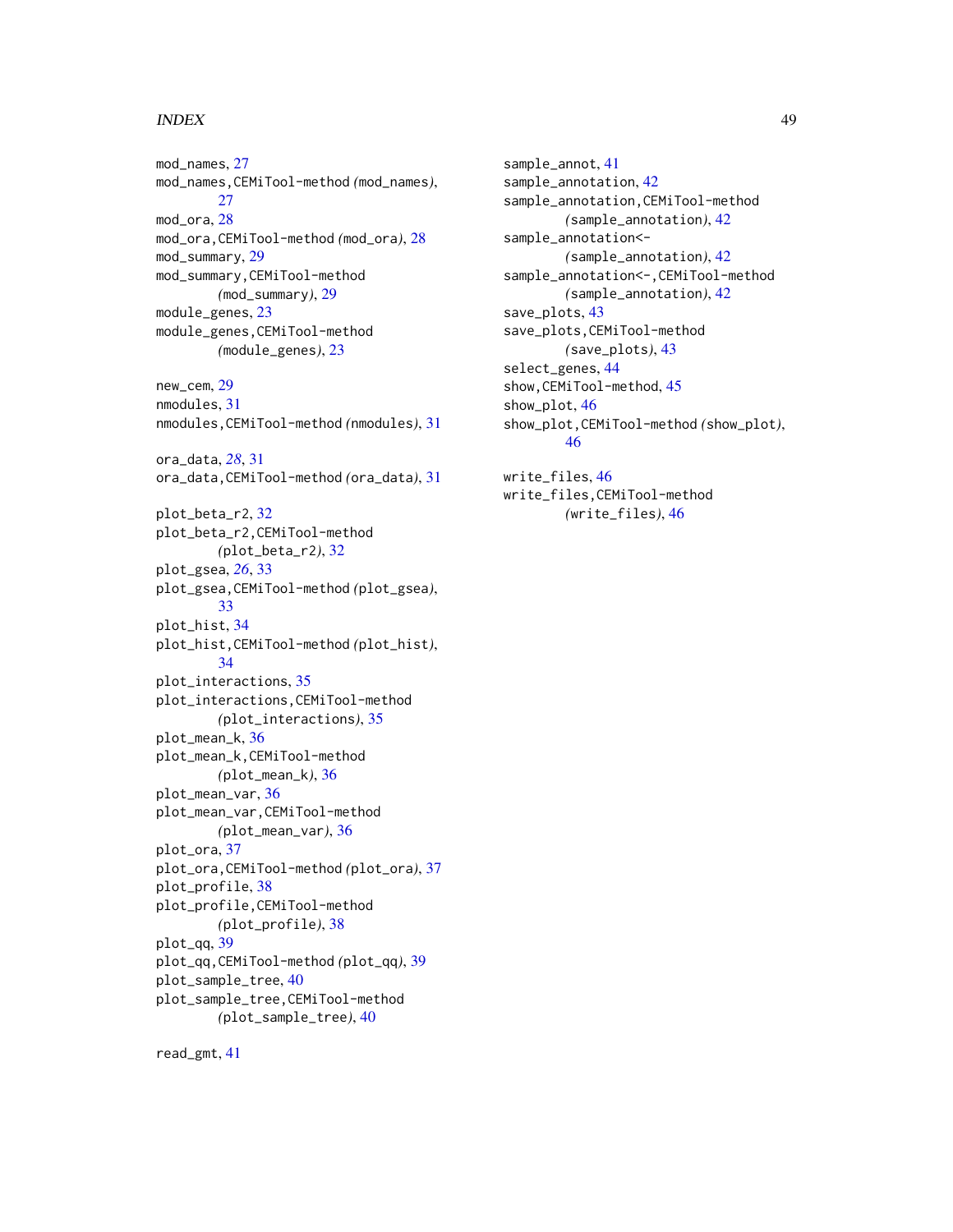mod_names, 27
mod_names,CEMiTool-method *(mod_names)*, 27
mod_ora, 28
mod_ora,CEMiTool-method *(mod_ora)*, 28
mod_summary, 29
mod_summary,CEMiTool-method *(mod_summary)*, 29
module_genes, 23
module_genes,CEMiTool-method *(module_genes)*, 23

new_cem, 29
nmodules, 31
nmodules,CEMiTool-method *(nmodules)*, 31

ora_data, *28*, 31
ora_data,CEMiTool-method *(ora_data)*, 31

plot_beta_r2, 32
plot_beta_r2,CEMiTool-method *(plot_beta_r2)*, 32
plot_gsea, *26*, 33
plot_gsea,CEMiTool-method *(plot_gsea)*, 33
plot_hist, 34
plot_hist,CEMiTool-method *(plot_hist)*, 34
plot_interactions, 35
plot_interactions,CEMiTool-method *(plot_interactions)*, 35
plot_mean_k, 36
plot_mean_k,CEMiTool-method *(plot_mean_k)*, 36
plot_mean_var, 36
plot_mean_var,CEMiTool-method *(plot_mean_var)*, 36
plot_ora, 37
plot_ora,CEMiTool-method *(plot_ora)*, 37
plot_profile, 38
plot_profile,CEMiTool-method *(plot_profile)*, 38
plot_qq, 39
plot_qq,CEMiTool-method *(plot_qq)*, 39
plot_sample_tree, 40
plot_sample_tree,CEMiTool-method *(plot_sample_tree)*, 40

read_gmt, 41

sample_annot, 41
sample_annotation, 42
sample_annotation,CEMiTool-method *(sample_annotation)*, 42
sample_annotation<- *(sample_annotation)*, 42
sample_annotation<-,CEMiTool-method *(sample_annotation)*, 42
save_plots, 43
save_plots,CEMiTool-method *(save_plots)*, 43
select_genes, 44
show,CEMiTool-method, 45
show_plot, 46
show_plot,CEMiTool-method *(show_plot)*, 46

write_files, 46
write_files,CEMiTool-method *(write_files)*, 46